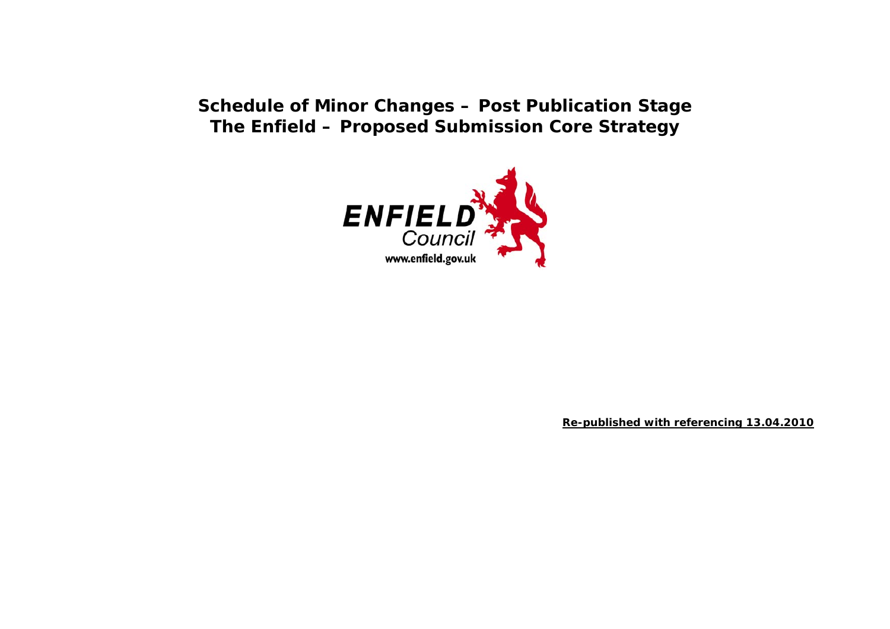# Schedule of Minor Changes – Post Publication Stage
# The Enfield – Proposed Submission Core Strategy

ENFIELD Council
www.enfield.gov.uk

**Re-published with referencing 13.04.2010**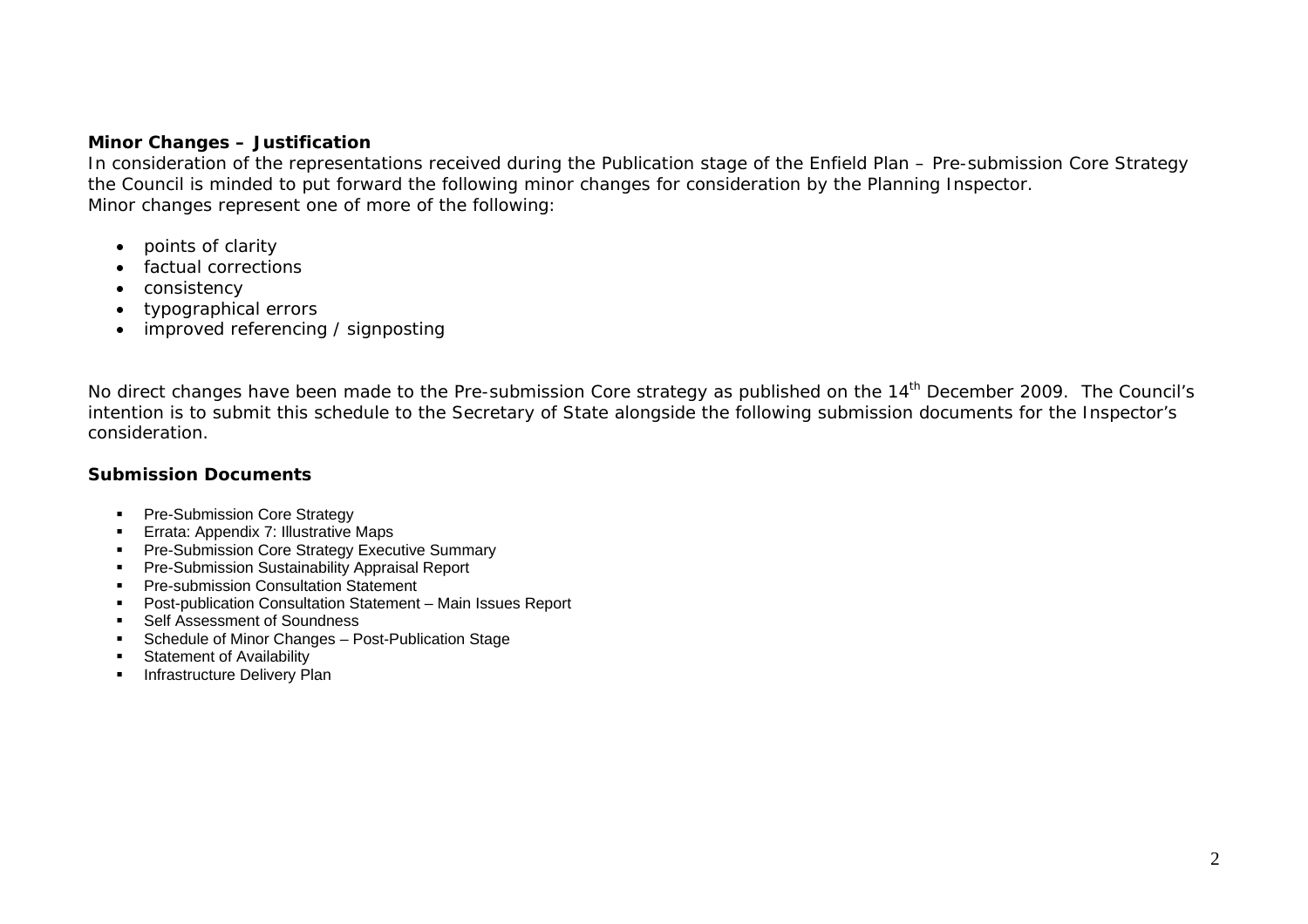**Minor Changes – Justification**

*In consideration of the representations received during the Publication stage of the Enfield Plan – Pre-submission Core Strategy the Council is minded to put forward the following minor changes for consideration by the Planning Inspector.*
*Minor changes represent one of more of the following:*

- *points of clarity*
- *factual corrections*
- *consistency*
- *typographical errors*
- *improved referencing / signposting*

*No direct changes have been made to the Pre-submission Core strategy as published on the 14th December 2009. The Council's intention is to submit this schedule to the Secretary of State alongside the following submission documents for the Inspector's consideration.*

**Submission Documents**

- Pre-Submission Core Strategy
- Errata: Appendix 7: Illustrative Maps
- Pre-Submission Core Strategy Executive Summary
- Pre-Submission Sustainability Appraisal Report
- Pre-submission Consultation Statement
- Post-publication Consultation Statement – Main Issues Report
- Self Assessment of Soundness
- Schedule of Minor Changes – Post-Publication Stage
- Statement of Availability
- Infrastructure Delivery Plan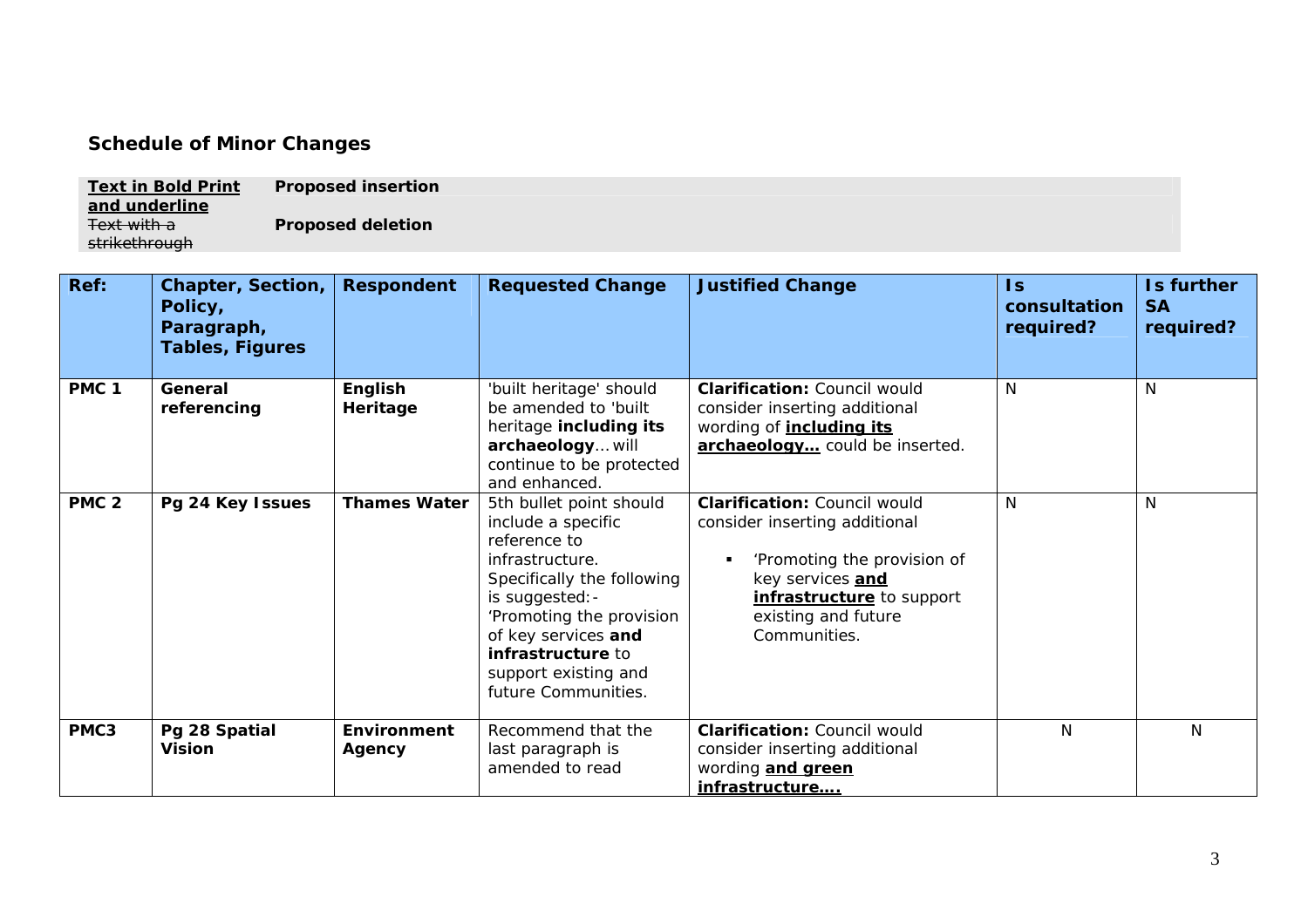## Schedule of Minor Changes

| | |
|---|---|
| <u>**Text in Bold Print and underline**</u> | **Proposed insertion** |
| ~~Text with a strikethrough~~ | **Proposed deletion** |

| Ref: | Chapter, Section, Policy, Paragraph, Tables, Figures | Respondent | Requested Change | Justified Change | Is consultation required? | Is further SA required? |
|---|---|---|---|---|---|---|
| **PMC 1** | **General referencing** | **English Heritage** | 'built heritage' should be amended to 'built heritage **including its archaeology**… will continue to be protected and enhanced. | **Clarification:** Council would consider inserting additional wording of <u>**including its archaeology…**</u> could be inserted. | N | N |
| **PMC 2** | **Pg 24 Key Issues** | **Thames Water** | 5th bullet point should include a specific reference to infrastructure. Specifically the following is suggested:- 'Promoting the provision of key services **and infrastructure** to support existing and future Communities. | **Clarification:** Council would consider inserting additional<br>▪ 'Promoting the provision of key services <u>**and infrastructure**</u> to support existing and future Communities. | N | N |
| **PMC3** | **Pg 28 Spatial Vision** | **Environment Agency** | Recommend that the last paragraph is amended to read | **Clarification:** Council would consider inserting additional wording <u>**and green infrastructure….**</u> | N | N |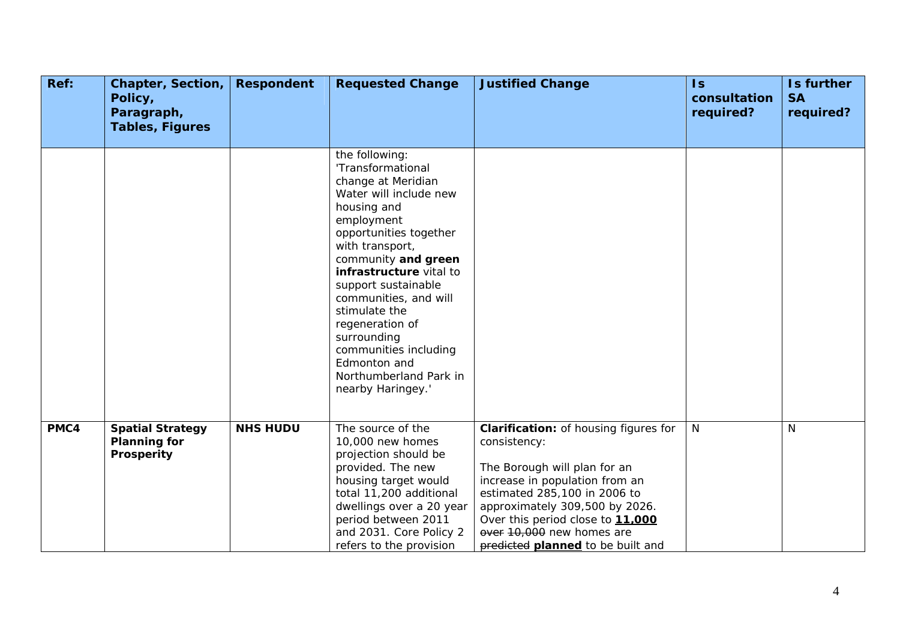| Ref: | Chapter, Section, Policy, Paragraph, Tables, Figures | Respondent | Requested Change | Justified Change | Is consultation required? | Is further SA required? |
|---|---|---|---|---|---|---|
| | | | the following: 'Transformational change at Meridian Water will include new housing and employment opportunities together with transport, community **and green infrastructure** vital to support sustainable communities, and will stimulate the regeneration of surrounding communities including Edmonton and Northumberland Park in nearby Haringey.' | | | |
| **PMC4** | **Spatial Strategy Planning for Prosperity** | **NHS HUDU** | The source of the 10,000 new homes projection should be provided. The new housing target would total 11,200 additional dwellings over a 20 year period between 2011 and 2031. Core Policy 2 refers to the provision | **Clarification:** of housing figures for consistency:<br><br>The Borough will plan for an increase in population from an estimated 285,100 in 2006 to approximately 309,500 by 2026. Over this period close to <u>**11,000**</u> ~~over 10,000~~ new homes are ~~predicted~~ <u>**planned**</u> to be built and | N | N |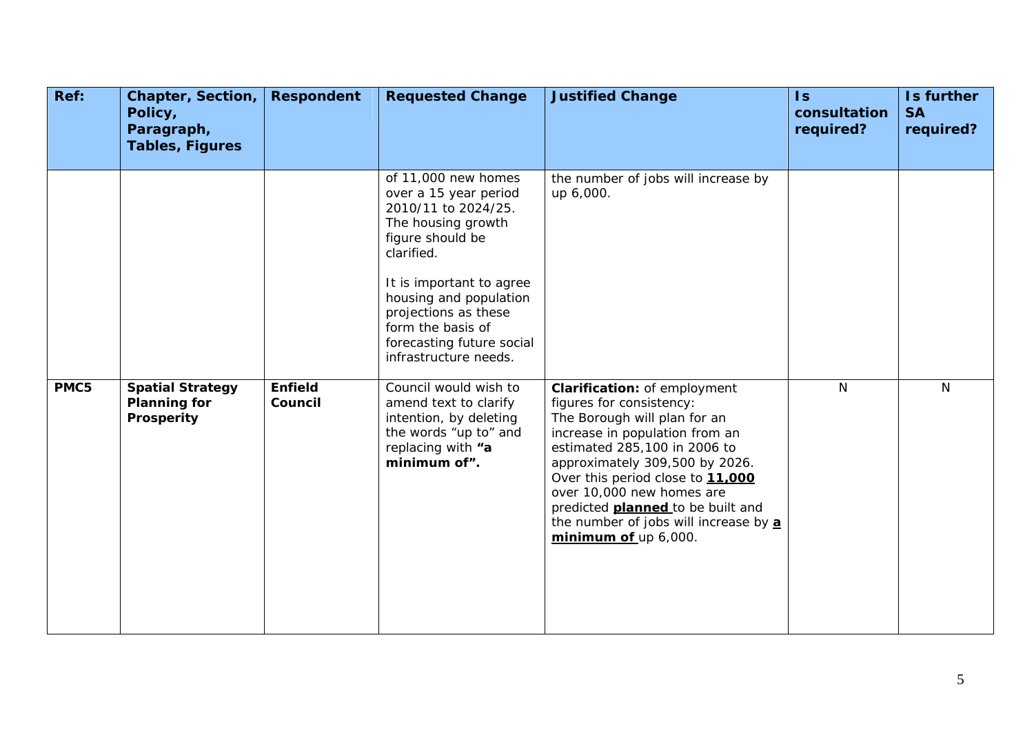| Ref: | Chapter, Section, Policy, Paragraph, Tables, Figures | Respondent | Requested Change | Justified Change | Is consultation required? | Is further SA required? |
|---|---|---|---|---|---|---|
| | | | of 11,000 new homes over a 15 year period 2010/11 to 2024/25. The housing growth figure should be clarified.<br><br>It is important to agree housing and population projections as these form the basis of forecasting future social infrastructure needs. | the number of jobs will increase by up 6,000. | | |
| **PMC5** | **Spatial Strategy Planning for Prosperity** | **Enfield Council** | Council would wish to amend text to clarify intention, by deleting the words "up to" and replacing with **"a minimum of".** | **Clarification:** of employment figures for consistency:<br>The Borough will plan for an increase in population from an estimated 285,100 in 2006 to approximately 309,500 by 2026. Over this period close to **11,000** over 10,000 new homes are predicted **planned** to be built and the number of jobs will increase by **a minimum of** up 6,000. | N | N |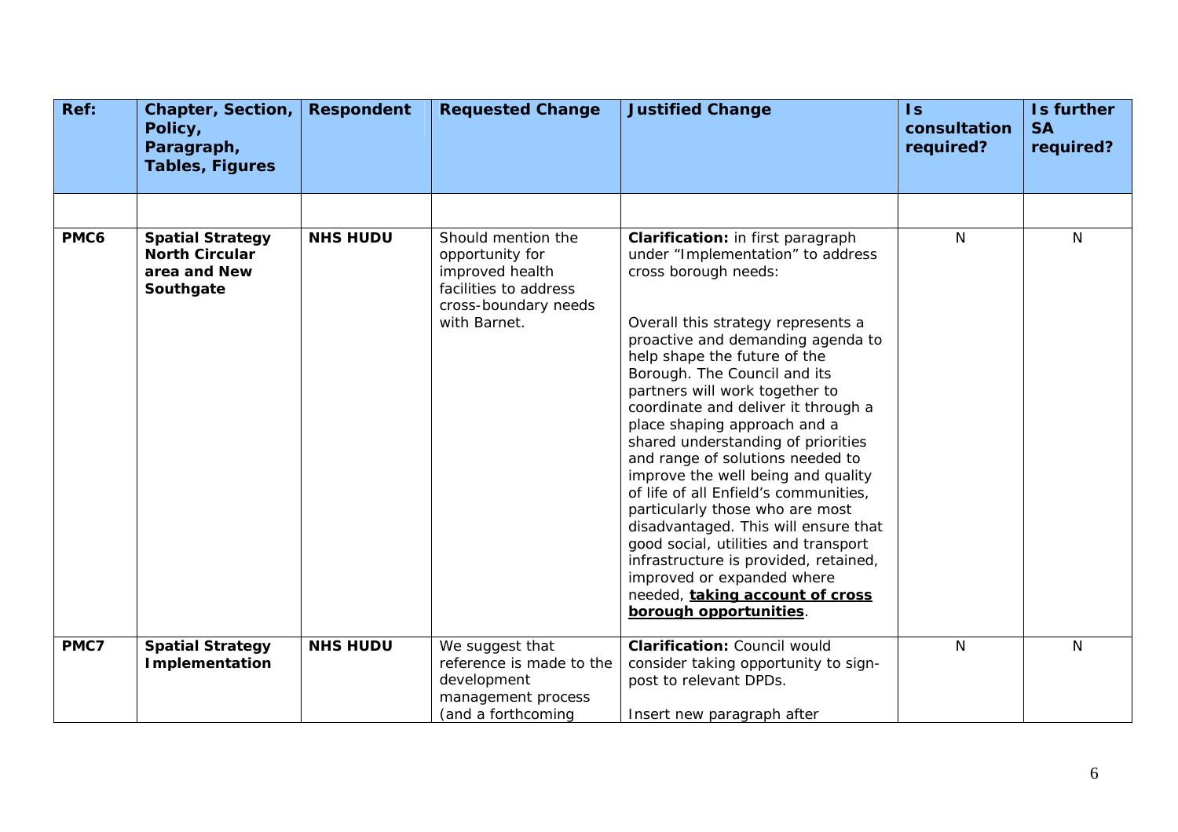| **Ref:** | **Chapter, Section, Policy, Paragraph, Tables, Figures** | **Respondent** | **Requested Change** | **Justified Change** | **Is consultation required?** | **Is further SA required?** |
|---|---|---|---|---|---|---|
| | | | | | | |
| **PMC6** | **Spatial Strategy North Circular area and New Southgate** | **NHS HUDU** | Should mention the opportunity for improved health facilities to address cross-boundary needs with Barnet. | **Clarification:** in first paragraph under "Implementation" to address cross borough needs:<br><br>Overall this strategy represents a proactive and demanding agenda to help shape the future of the Borough. The Council and its partners will work together to coordinate and deliver it through a place shaping approach and a shared understanding of priorities and range of solutions needed to improve the well being and quality of life of all Enfield's communities, particularly those who are most disadvantaged. This will ensure that good social, utilities and transport infrastructure is provided, retained, improved or expanded where needed, **taking account of cross borough opportunities**. | N | N |
| **PMC7** | **Spatial Strategy Implementation** | **NHS HUDU** | We suggest that reference is made to the development management process (and a forthcoming | **Clarification:** Council would consider taking opportunity to sign-post to relevant DPDs.<br><br>Insert new paragraph after | N | N |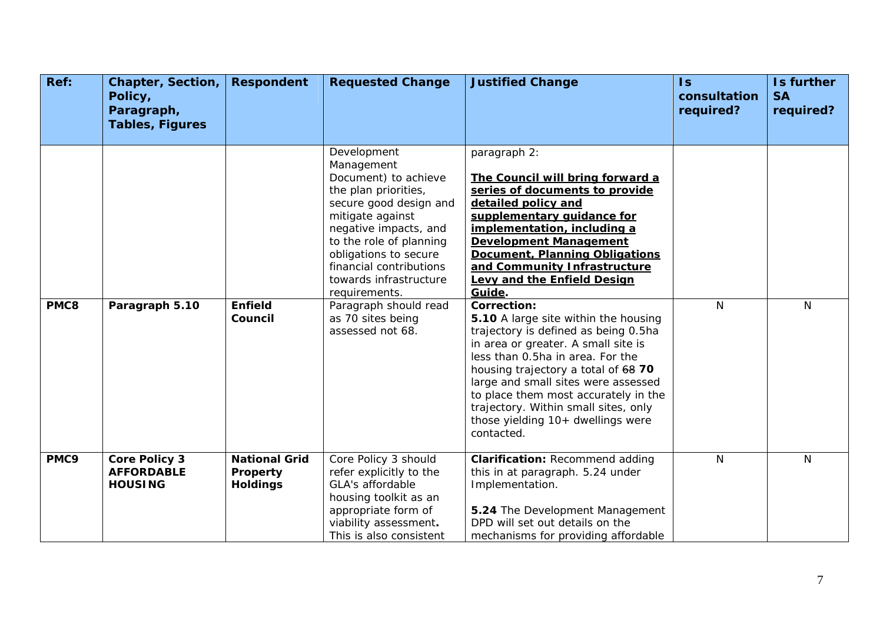| Ref: | Chapter, Section, Policy, Paragraph, Tables, Figures | Respondent | Requested Change | Justified Change | Is consultation required? | Is further SA required? |
|---|---|---|---|---|---|---|
| | | | Development Management Document) to achieve the plan priorities, secure good design and mitigate against negative impacts, and to the role of planning obligations to secure financial contributions towards infrastructure requirements. | paragraph 2:<br><br>**<u>The Council will bring forward a series of documents to provide detailed policy and supplementary guidance for implementation, including a Development Management Document, Planning Obligations and Community Infrastructure Levy and the Enfield Design Guide</u>.** | | |
| **PMC8** | **Paragraph 5.10** | **Enfield Council** | Paragraph should read as 70 sites being assessed not 68. | **Correction:**<br>**5.10** A large site within the housing trajectory is defined as being 0.5ha in area or greater. A small site is less than 0.5ha in area. For the housing trajectory a total of ~~68~~ **70** large and small sites were assessed to place them most accurately in the trajectory. Within small sites, only those yielding 10+ dwellings were contacted. | N | N |
| **PMC9** | **Core Policy 3 AFFORDABLE HOUSING** | **National Grid Property Holdings** | Core Policy 3 should refer explicitly to the GLA's affordable housing toolkit as an appropriate form of viability assessment**.** This is also consistent | **Clarification:** Recommend adding this in at paragraph. 5.24 under Implementation.<br><br>**5.24** The Development Management DPD will set out details on the mechanisms for providing affordable | N | N |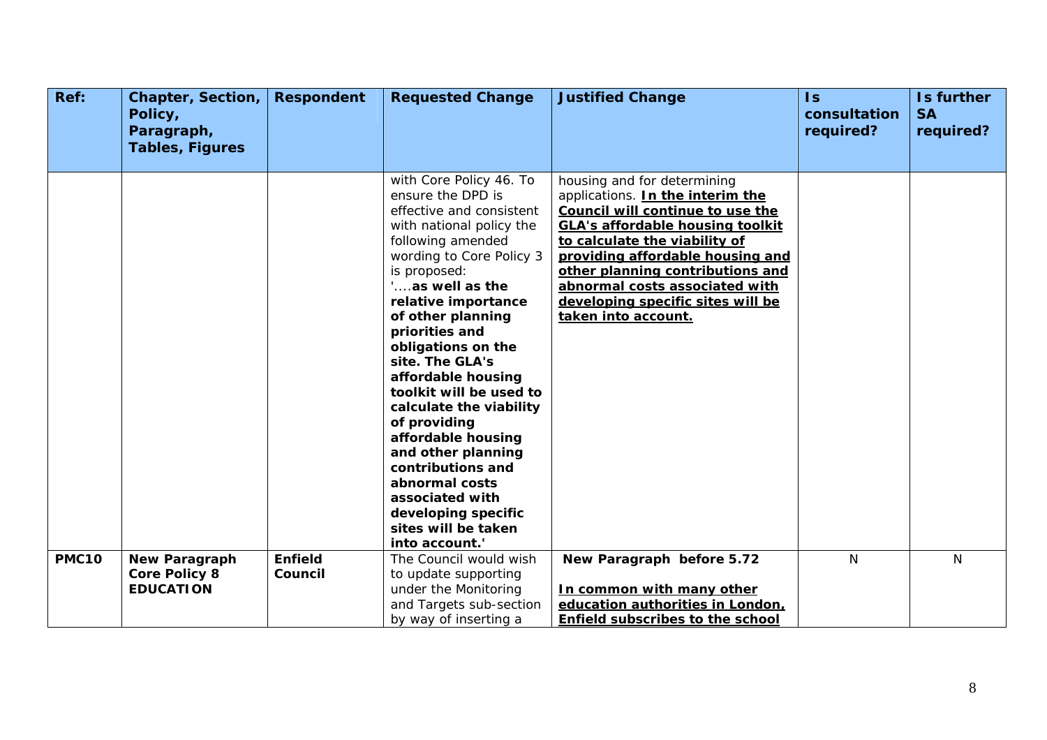| Ref: | Chapter, Section, Policy, Paragraph, Tables, Figures | Respondent | Requested Change | Justified Change | Is consultation required? | Is further SA required? |
|---|---|---|---|---|---|---|
| | | | with Core Policy 46. To ensure the DPD is effective and consistent with national policy the following amended wording to Core Policy 3 is proposed: '....**as well as the relative importance of other planning priorities and obligations on the site. The GLA's affordable housing toolkit will be used to calculate the viability of providing affordable housing and other planning contributions and abnormal costs associated with developing specific sites will be taken into account.**' | housing and for determining applications. **<u>In the interim the Council will continue to use the GLA's affordable housing toolkit to calculate the viability of providing affordable housing and other planning contributions and abnormal costs associated with developing specific sites will be taken into account.</u>** | | |
| **PMC10** | **New Paragraph Core Policy 8 EDUCATION** | **Enfield Council** | The Council would wish to update supporting under the Monitoring and Targets sub-section by way of inserting a | **New Paragraph before 5.72** **<u>In common with many other education authorities in London, Enfield subscribes to the school</u>** | N | N |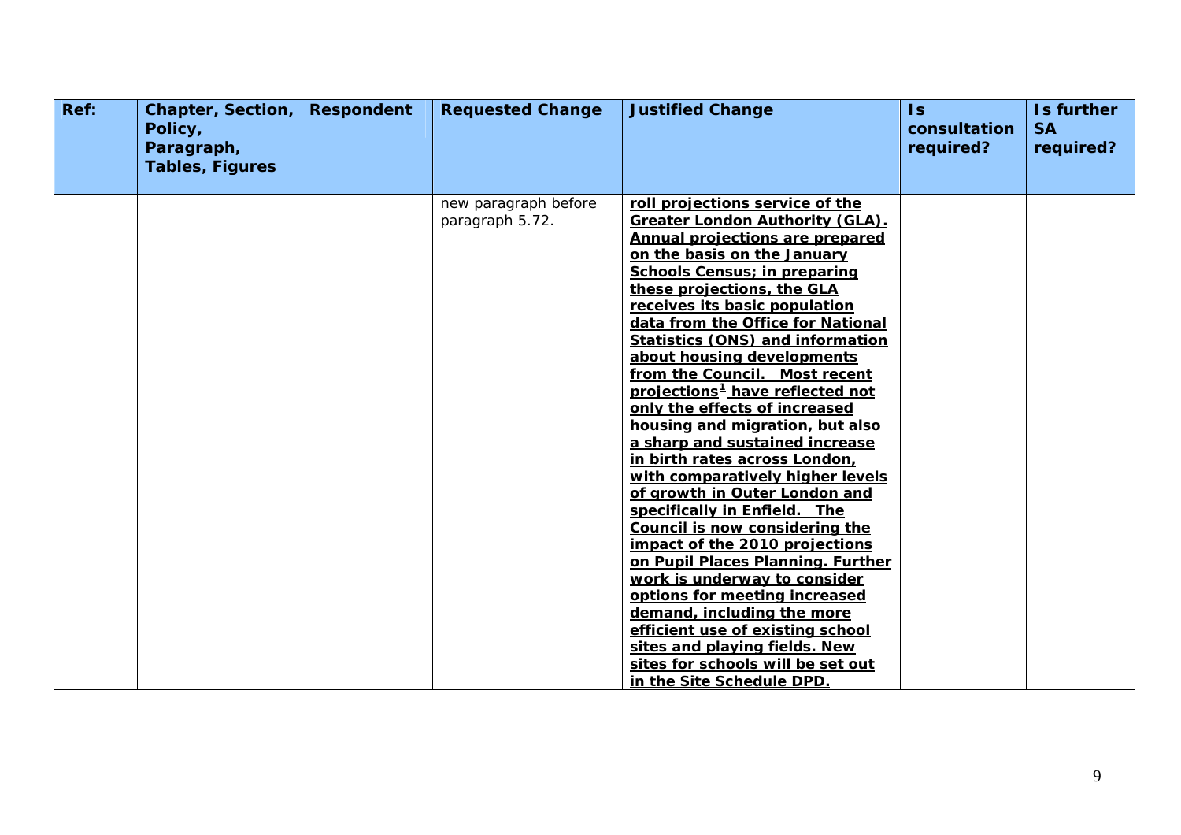| Ref: | Chapter, Section, Policy, Paragraph, Tables, Figures | Respondent | Requested Change | Justified Change | Is consultation required? | Is further SA required? |
|---|---|---|---|---|---|---|
| | | | new paragraph before paragraph 5.72. | **roll projections service of the Greater London Authority (GLA). Annual projections are prepared on the basis on the January Schools Census; in preparing these projections, the GLA receives its basic population data from the Office for National Statistics (ONS) and information about housing developments from the Council. Most recent projections[1] have reflected not only the effects of increased housing and migration, but also a sharp and sustained increase in birth rates across London, with comparatively higher levels of growth in Outer London and specifically in Enfield. The Council is now considering the impact of the 2010 projections on Pupil Places Planning. Further work is underway to consider options for meeting increased demand, including the more efficient use of existing school sites and playing fields. New sites for schools will be set out in the Site Schedule DPD.** | | |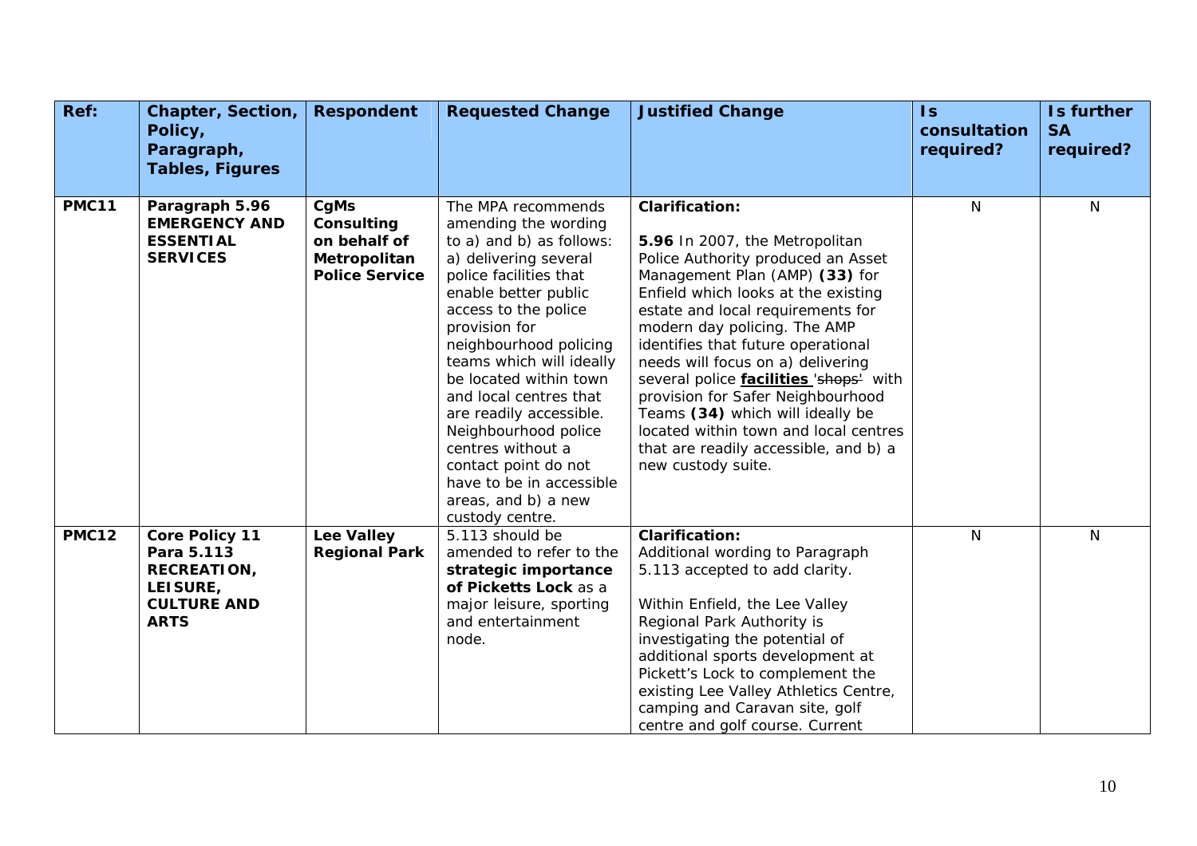| Ref: | Chapter, Section, Policy, Paragraph, Tables, Figures | Respondent | Requested Change | Justified Change | Is consultation required? | Is further SA required? |
|---|---|---|---|---|---|---|
| **PMC11** | **Paragraph 5.96 EMERGENCY AND ESSENTIAL SERVICES** | **CgMs Consulting on behalf of Metropolitan Police Service** | The MPA recommends amending the wording to a) and b) as follows: a) delivering several police facilities that enable better public access to the police provision for neighbourhood policing teams which will ideally be located within town and local centres that are readily accessible. Neighbourhood police centres without a contact point do not have to be in accessible areas, and b) a new custody centre. | **Clarification:**<br><br>**5.96** In 2007, the Metropolitan Police Authority produced an Asset Management Plan (AMP) **(33)** for Enfield which looks at the existing estate and local requirements for modern day policing. The AMP identifies that future operational needs will focus on a) delivering several police **<u>facilities</u>** ~~'shops'~~ with provision for Safer Neighbourhood Teams **(34)** which will ideally be located within town and local centres that are readily accessible, and b) a new custody suite. | N | N |
| **PMC12** | **Core Policy 11 Para 5.113 RECREATION, LEISURE, CULTURE AND ARTS** | **Lee Valley Regional Park** | 5.113 should be amended to refer to the **strategic importance of Picketts Lock** as a major leisure, sporting and entertainment node. | **Clarification:**<br>Additional wording to Paragraph 5.113 accepted to add clarity.<br><br>Within Enfield, the Lee Valley Regional Park Authority is investigating the potential of additional sports development at Pickett's Lock to complement the existing Lee Valley Athletics Centre, camping and Caravan site, golf centre and golf course. Current | N | N |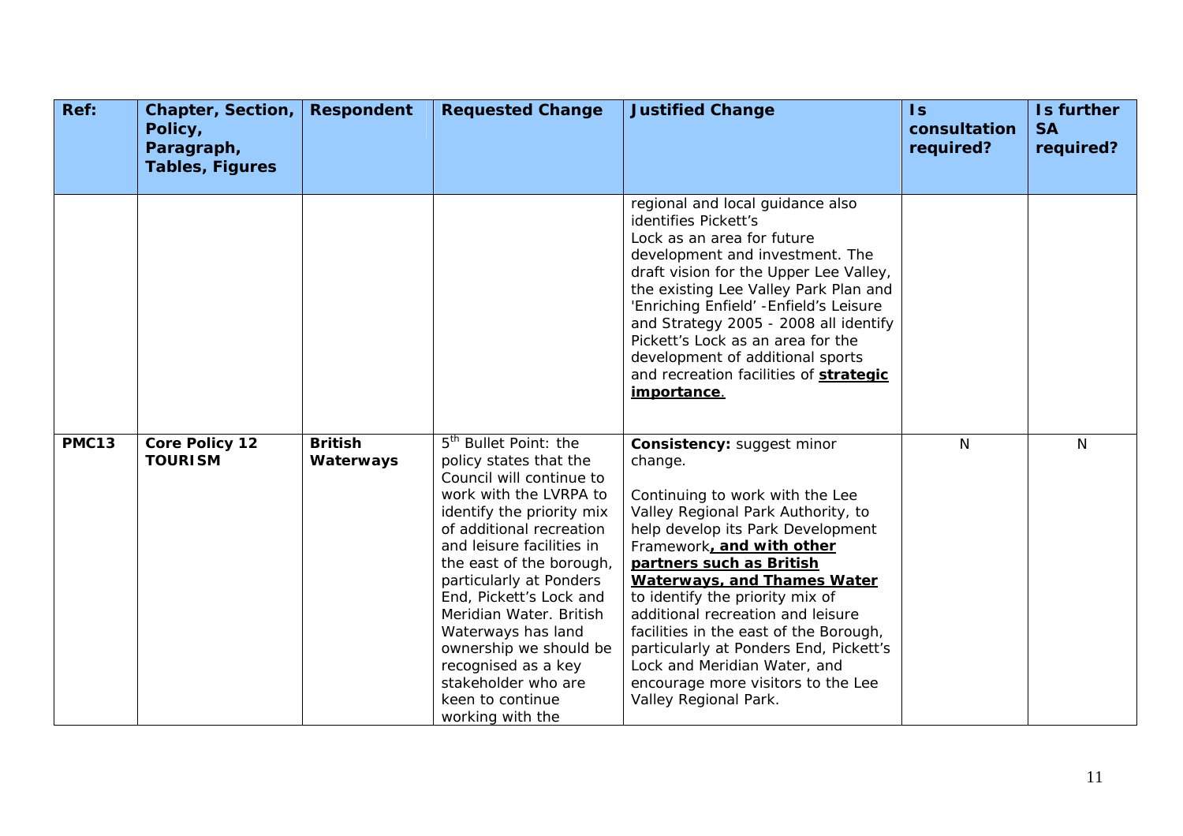| Ref: | Chapter, Section, Policy, Paragraph, Tables, Figures | Respondent | Requested Change | Justified Change | Is consultation required? | Is further SA required? |
|---|---|---|---|---|---|---|
| | | | | regional and local guidance also identifies Pickett's Lock as an area for future development and investment. The draft vision for the Upper Lee Valley, the existing Lee Valley Park Plan and 'Enriching Enfield' -Enfield's Leisure and Strategy 2005 - 2008 all identify Pickett's Lock as an area for the development of additional sports and recreation facilities of **<u>strategic importance</u>**. | | |
| **PMC13** | **Core Policy 12 TOURISM** | **British Waterways** | 5th Bullet Point: the policy states that the Council will continue to work with the LVRPA to identify the priority mix of additional recreation and leisure facilities in the east of the borough, particularly at Ponders End, Pickett's Lock and Meridian Water. British Waterways has land ownership we should be recognised as a key stakeholder who are keen to continue working with the | **Consistency:** suggest minor change.<br><br>Continuing to work with the Lee Valley Regional Park Authority, to help develop its Park Development Framework**<u>, and with other partners such as British Waterways, and Thames Water</u>** to identify the priority mix of additional recreation and leisure facilities in the east of the Borough, particularly at Ponders End, Pickett's Lock and Meridian Water, and encourage more visitors to the Lee Valley Regional Park. | N | N |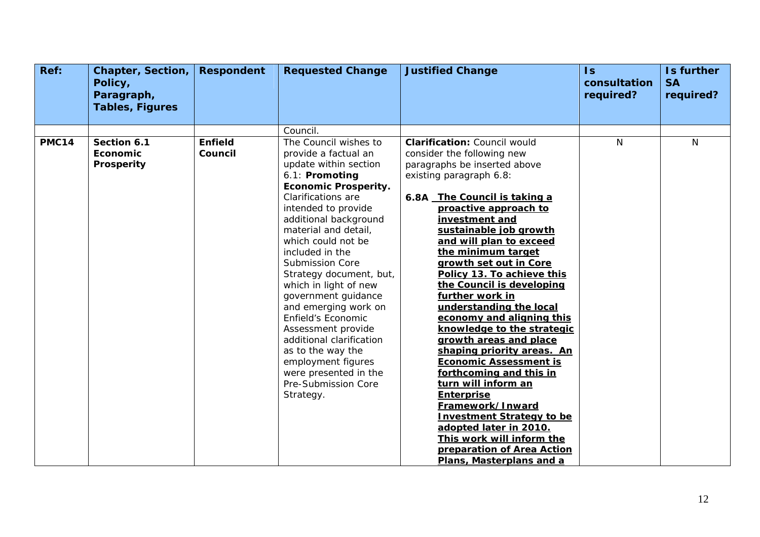| Ref: | Chapter, Section, Policy, Paragraph, Tables, Figures | Respondent | Requested Change | Justified Change | Is consultation required? | Is further SA required? |
|---|---|---|---|---|---|---|
| | | | Council. | | | |
| **PMC14** | **Section 6.1 Economic Prosperity** | **Enfield Council** | The Council wishes to provide a factual an update within section 6.1: **Promoting Economic Prosperity.** Clarifications are intended to provide additional background material and detail, which could not be included in the Submission Core Strategy document, but, which in light of new government guidance and emerging work on Enfield's Economic Assessment provide additional clarification as to the way the employment figures were presented in the Pre-Submission Core Strategy. | **Clarification:** Council would consider the following new paragraphs be inserted above existing paragraph 6.8:<br><br>**6.8A** <u>**The Council is taking a proactive approach to investment and sustainable job growth and will plan to exceed the minimum target growth set out in Core Policy 13. To achieve this the Council is developing further work in understanding the local economy and aligning this knowledge to the strategic growth areas and place shaping priority areas. An Economic Assessment is forthcoming and this in turn will inform an Enterprise Framework/Inward Investment Strategy to be adopted later in 2010. This work will inform the preparation of Area Action Plans, Masterplans and a**</u> | N | N |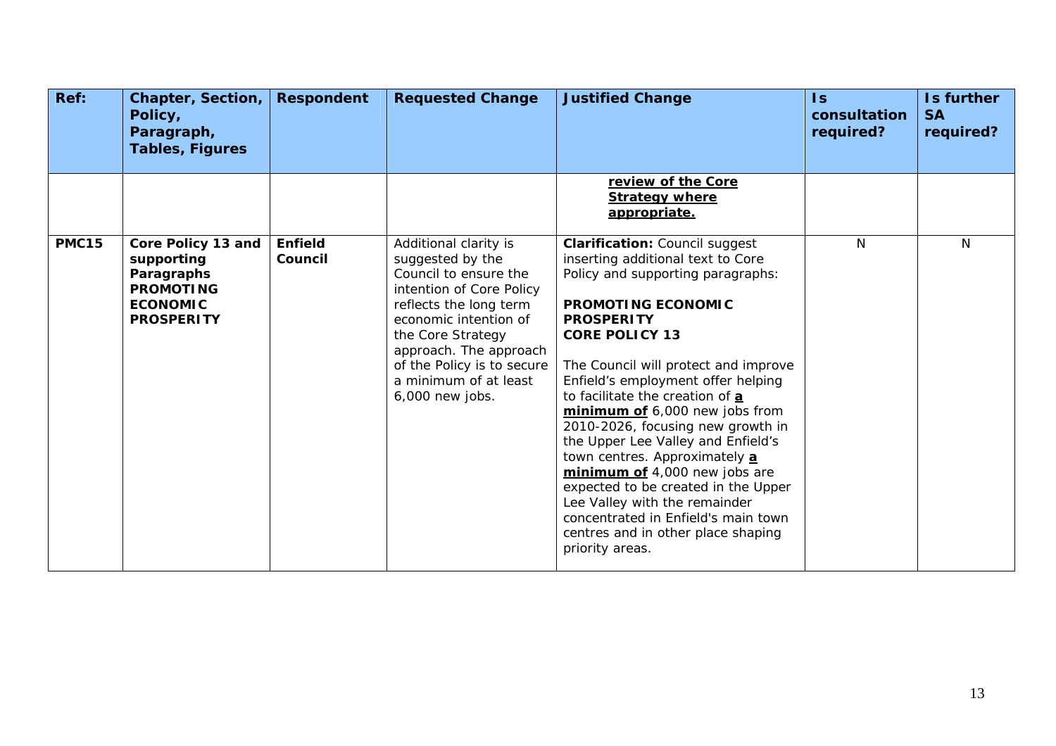| Ref: | Chapter, Section, Policy, Paragraph, Tables, Figures | Respondent | Requested Change | Justified Change | Is consultation required? | Is further SA required? |
|---|---|---|---|---|---|---|
| | | | | **review of the Core Strategy where appropriate.** | | |
| **PMC15** | **Core Policy 13 and supporting Paragraphs PROMOTING ECONOMIC PROSPERITY** | **Enfield Council** | Additional clarity is suggested by the Council to ensure the intention of Core Policy reflects the long term economic intention of the Core Strategy approach. The approach of the Policy is to secure a minimum of at least 6,000 new jobs. | **Clarification:** Council suggest inserting additional text to Core Policy and supporting paragraphs:<br><br>**PROMOTING ECONOMIC PROSPERITY**<br>**CORE POLICY 13**<br><br>The Council will protect and improve Enfield's employment offer helping to facilitate the creation of **a minimum of** 6,000 new jobs from 2010-2026, focusing new growth in the Upper Lee Valley and Enfield's town centres. Approximately **a minimum of** 4,000 new jobs are expected to be created in the Upper Lee Valley with the remainder concentrated in Enfield's main town centres and in other place shaping priority areas. | N | N |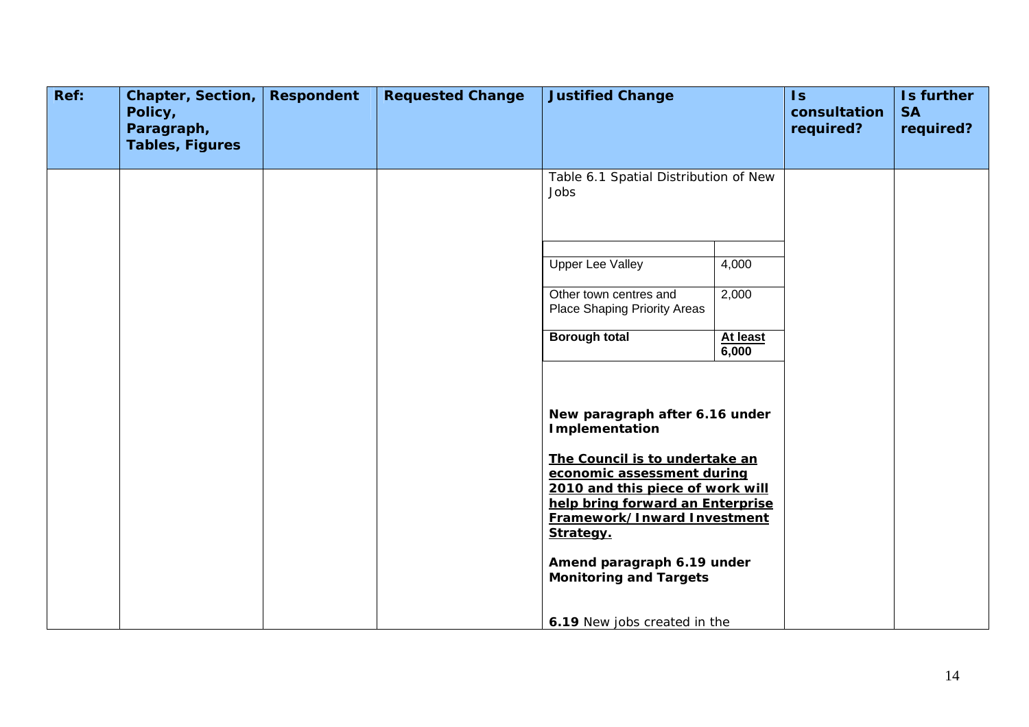| Ref: | Chapter, Section, Policy, Paragraph, Tables, Figures | Respondent | Requested Change | Justified Change | Is consultation required? | Is further SA required? |
|---|---|---|---|---|---|---|
| | | | | Table 6.1 Spatial Distribution of New Jobs<br><br>\| \| \|<br>\|---\|---\|<br>\| Upper Lee Valley \| 4,000 \|<br>\| Other town centres and Place Shaping Priority Areas \| 2,000 \|<br>\| **Borough total** \| **<u>At least</u> 6,000** \|<br><br>**New paragraph after 6.16 under Implementation**<br><br>**<u>The Council is to undertake an economic assessment during 2010 and this piece of work will help bring forward an Enterprise Framework/Inward Investment Strategy.</u>**<br><br>**Amend paragraph 6.19 under Monitoring and Targets**<br><br>**6.19** New jobs created in the | | |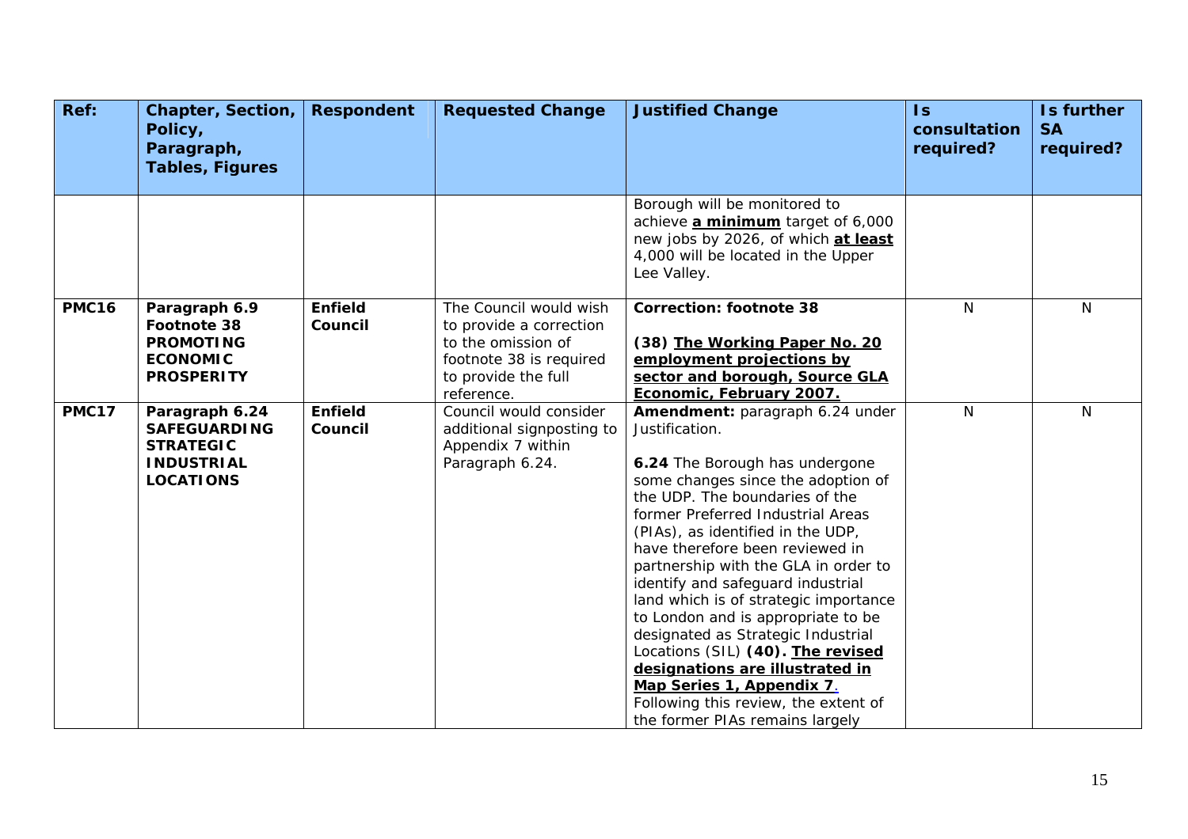| Ref: | Chapter, Section, Policy, Paragraph, Tables, Figures | Respondent | Requested Change | Justified Change | Is consultation required? | Is further SA required? |
|---|---|---|---|---|---|---|
| | | | | Borough will be monitored to achieve **a minimum** target of 6,000 new jobs by 2026, of which **at least** 4,000 will be located in the Upper Lee Valley. | | |
| **PMC16** | **Paragraph 6.9 Footnote 38 PROMOTING ECONOMIC PROSPERITY** | **Enfield Council** | The Council would wish to provide a correction to the omission of footnote 38 is required to provide the full reference. | **Correction: footnote 38**<br><br>**(38) The Working Paper No. 20 employment projections by sector and borough, Source GLA Economic, February 2007.** | N | N |
| **PMC17** | **Paragraph 6.24 SAFEGUARDING STRATEGIC INDUSTRIAL LOCATIONS** | **Enfield Council** | Council would consider additional signposting to Appendix 7 within Paragraph 6.24. | **Amendment:** paragraph 6.24 under Justification.<br><br>**6.24** The Borough has undergone some changes since the adoption of the UDP. The boundaries of the former Preferred Industrial Areas (PIAs), as identified in the UDP, have therefore been reviewed in partnership with the GLA in order to identify and safeguard industrial land which is of strategic importance to London and is appropriate to be designated as Strategic Industrial Locations (SIL) **(40). The revised designations are illustrated in Map Series 1, Appendix 7**. Following this review, the extent of the former PIAs remains largely | N | N |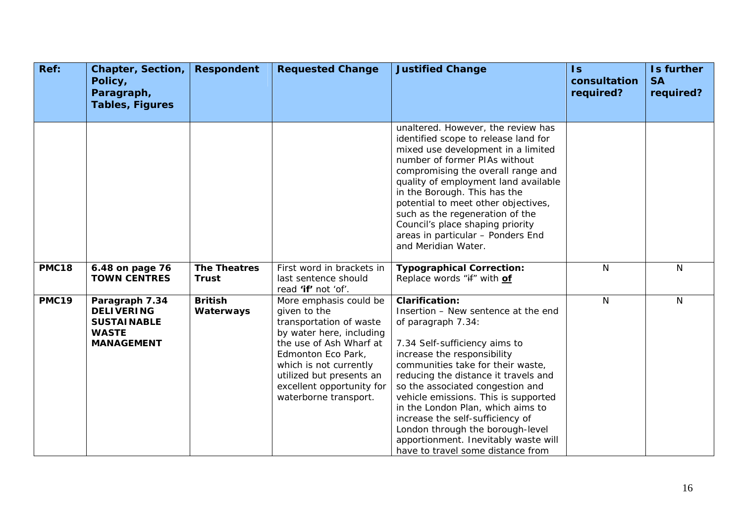| Ref: | Chapter, Section, Policy, Paragraph, Tables, Figures | Respondent | Requested Change | Justified Change | Is consultation required? | Is further SA required? |
|---|---|---|---|---|---|---|
| | | | | unaltered. However, the review has identified scope to release land for mixed use development in a limited number of former PIAs without compromising the overall range and quality of employment land available in the Borough. This has the potential to meet other objectives, such as the regeneration of the Council's place shaping priority areas in particular – Ponders End and Meridian Water. | | |
| **PMC18** | **6.48 on page 76 TOWN CENTRES** | **The Theatres Trust** | First word in brackets in last sentence should read **'if'** not 'of'. | **Typographical Correction:** Replace words "~~if~~" with **<u>of</u>** | N | N |
| **PMC19** | **Paragraph 7.34 DELIVERING SUSTAINABLE WASTE MANAGEMENT** | **British Waterways** | More emphasis could be given to the transportation of waste by water here, including the use of Ash Wharf at Edmonton Eco Park, which is not currently utilized but presents an excellent opportunity for waterborne transport. | **Clarification:** Insertion – New sentence at the end of paragraph 7.34:<br><br>7.34 Self-sufficiency aims to increase the responsibility communities take for their waste, reducing the distance it travels and so the associated congestion and vehicle emissions. This is supported in the London Plan, which aims to increase the self-sufficiency of London through the borough-level apportionment. Inevitably waste will have to travel some distance from | N | N |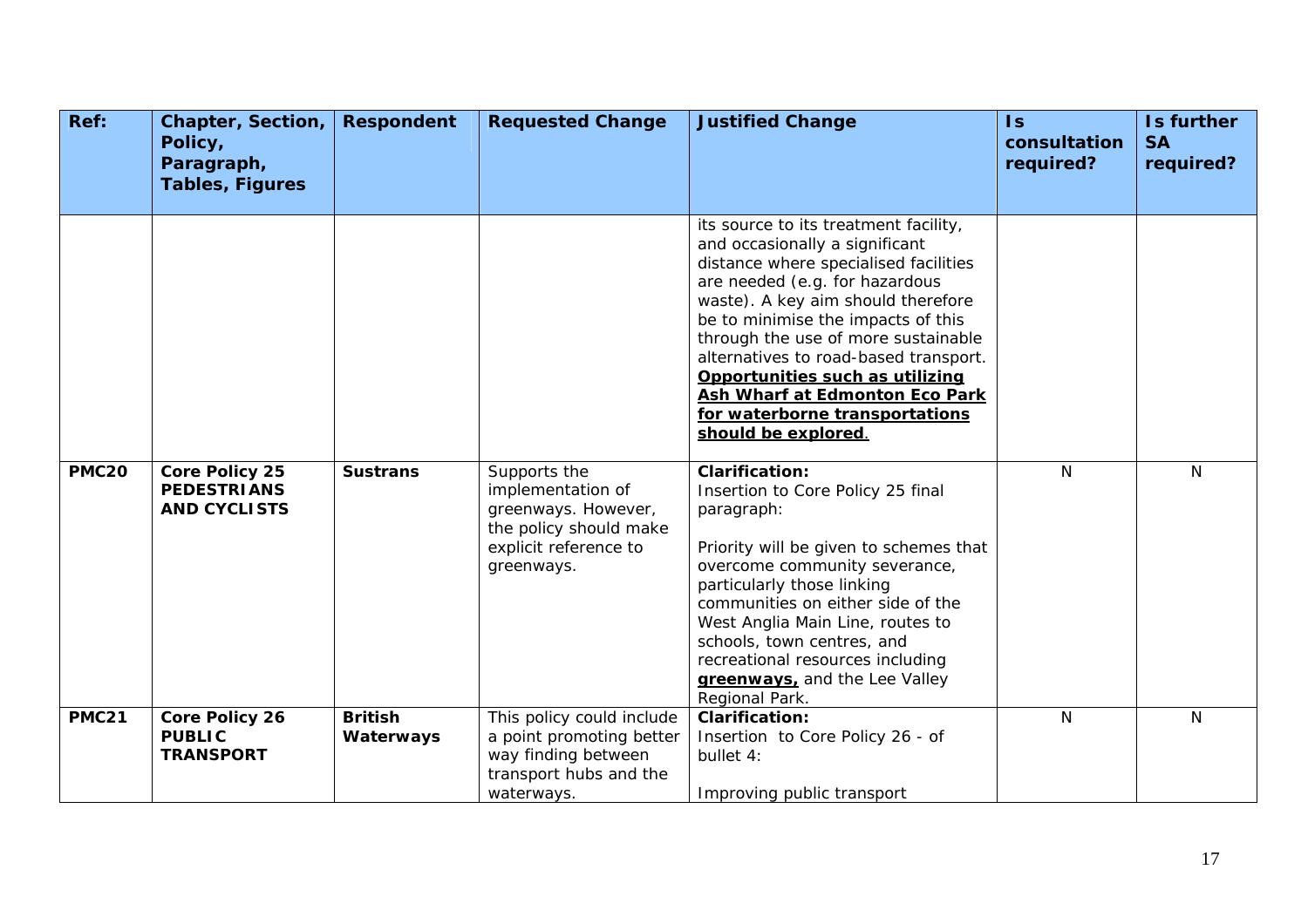| Ref: | Chapter, Section, Policy, Paragraph, Tables, Figures | Respondent | Requested Change | Justified Change | Is consultation required? | Is further SA required? |
|---|---|---|---|---|---|---|
| | | | | its source to its treatment facility, and occasionally a significant distance where specialised facilities are needed (e.g. for hazardous waste). A key aim should therefore be to minimise the impacts of this through the use of more sustainable alternatives to road-based transport. **Opportunities such as utilizing Ash Wharf at Edmonton Eco Park for waterborne transportations should be explored**. | | |
| **PMC20** | **Core Policy 25 PEDESTRIANS AND CYCLISTS** | **Sustrans** | Supports the implementation of greenways. However, the policy should make explicit reference to greenways. | **Clarification:**<br>Insertion to Core Policy 25 final paragraph:<br><br>Priority will be given to schemes that overcome community severance, particularly those linking communities on either side of the West Anglia Main Line, routes to schools, town centres, and recreational resources including **greenways,** and the Lee Valley Regional Park. | N | N |
| **PMC21** | **Core Policy 26 PUBLIC TRANSPORT** | **British Waterways** | This policy could include a point promoting better way finding between transport hubs and the waterways. | **Clarification:**<br>Insertion to Core Policy 26 - of bullet 4:<br><br>Improving public transport | N | N |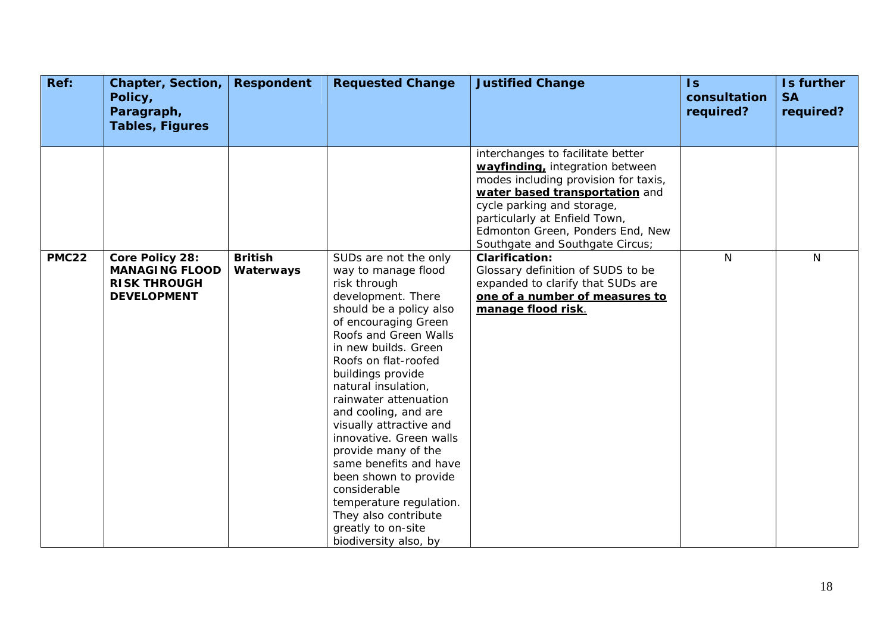| Ref: | Chapter, Section, Policy, Paragraph, Tables, Figures | Respondent | Requested Change | Justified Change | Is consultation required? | Is further SA required? |
|---|---|---|---|---|---|---|
| | | | | interchanges to facilitate better **wayfinding,** integration between modes including provision for taxis, **water based transportation** and cycle parking and storage, particularly at Enfield Town, Edmonton Green, Ponders End, New Southgate and Southgate Circus; | | |
| **PMC22** | **Core Policy 28: MANAGING FLOOD RISK THROUGH DEVELOPMENT** | **British Waterways** | SUDs are not the only way to manage flood risk through development. There should be a policy also of encouraging Green Roofs and Green Walls in new builds. Green Roofs on flat-roofed buildings provide natural insulation, rainwater attenuation and cooling, and are visually attractive and innovative. Green walls provide many of the same benefits and have been shown to provide considerable temperature regulation. They also contribute greatly to on-site biodiversity also, by | **Clarification:** Glossary definition of SUDS to be expanded to clarify that SUDs are **one of a number of measures to manage flood risk**. | N | N |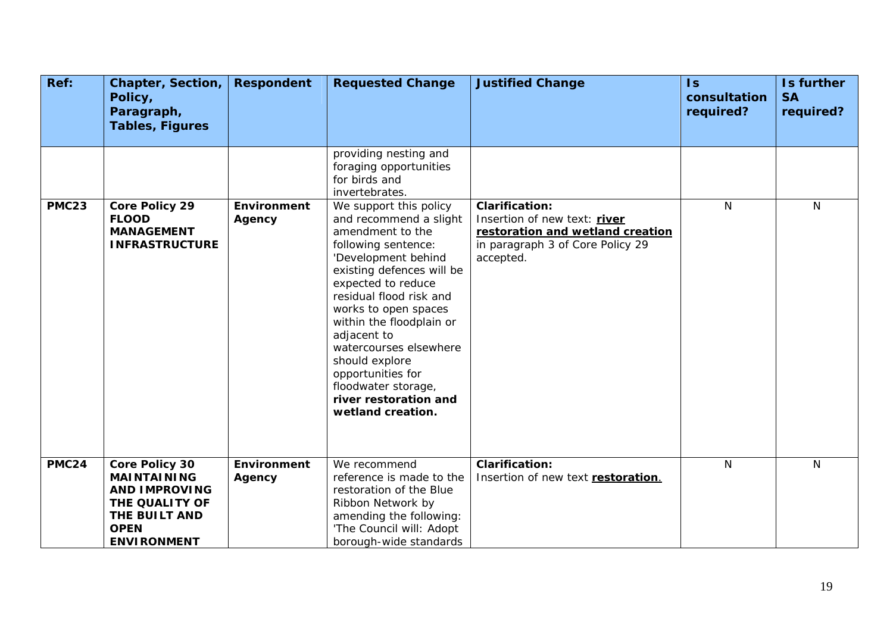| Ref: | Chapter, Section, Policy, Paragraph, Tables, Figures | Respondent | Requested Change | Justified Change | Is consultation required? | Is further SA required? |
|---|---|---|---|---|---|---|
| | | | providing nesting and foraging opportunities for birds and invertebrates. | | | |
| PMC23 | **Core Policy 29 FLOOD MANAGEMENT INFRASTRUCTURE** | **Environment Agency** | We support this policy and recommend a slight amendment to the following sentence: 'Development behind existing defences will be expected to reduce residual flood risk and works to open spaces within the floodplain or adjacent to watercourses elsewhere should explore opportunities for floodwater storage, **river restoration and wetland creation.** | **Clarification:** Insertion of new text: **river restoration and wetland creation** in paragraph 3 of Core Policy 29 accepted. | N | N |
| PMC24 | **Core Policy 30 MAINTAINING AND IMPROVING THE QUALITY OF THE BUILT AND OPEN ENVIRONMENT** | **Environment Agency** | We recommend reference is made to the restoration of the Blue Ribbon Network by amending the following: 'The Council will: Adopt borough-wide standards | **Clarification:** Insertion of new text **restoration**. | N | N |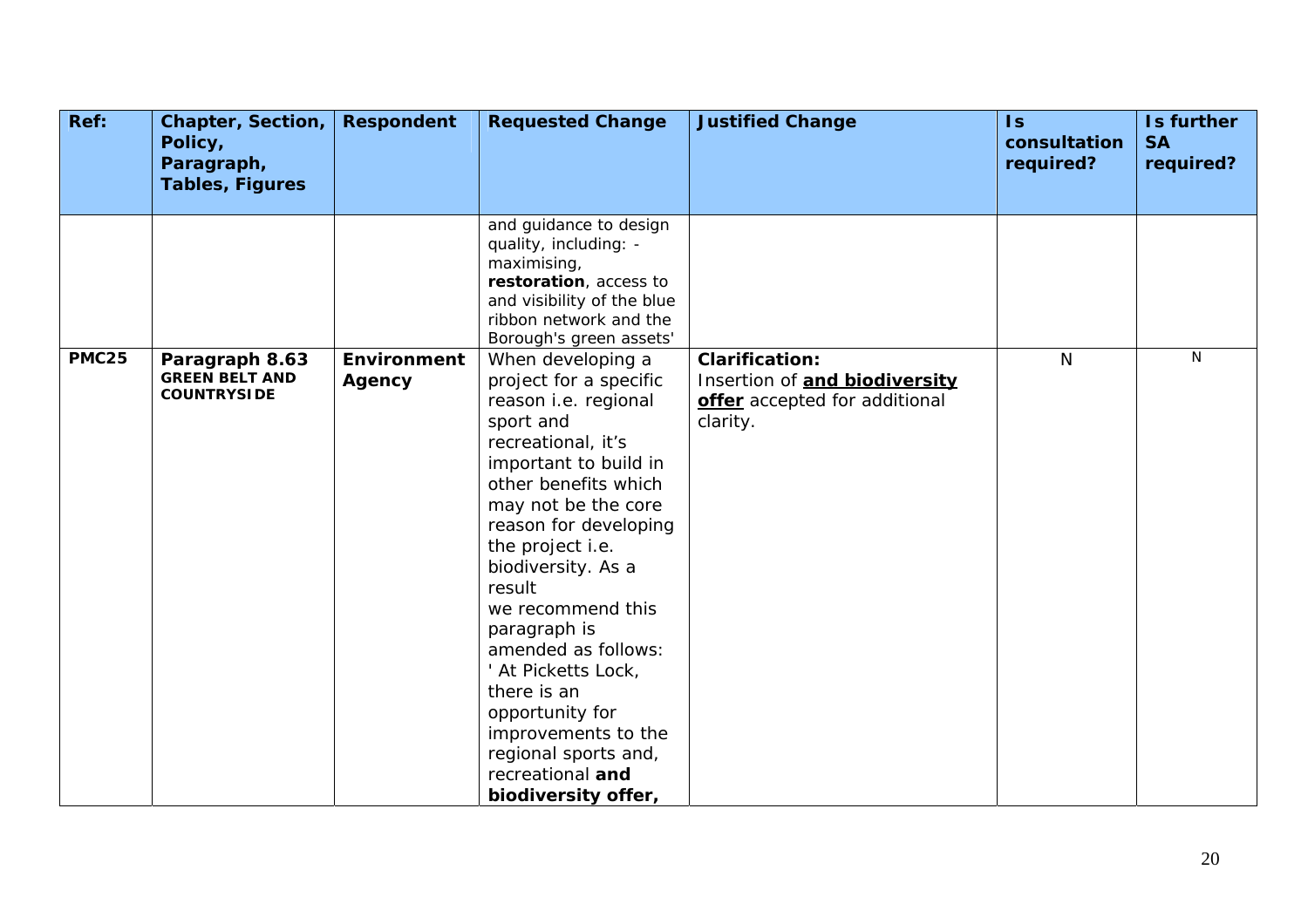| Ref: | Chapter, Section, Policy, Paragraph, Tables, Figures | Respondent | Requested Change | Justified Change | Is consultation required? | Is further SA required? |
|---|---|---|---|---|---|---|
| | | | and guidance to design quality, including: - maximising, **restoration**, access to and visibility of the blue ribbon network and the Borough's green assets' | | | |
| **PMC25** | **Paragraph 8.63** **GREEN BELT AND COUNTRYSIDE** | **Environment Agency** | When developing a project for a specific reason i.e. regional sport and recreational, it's important to build in other benefits which may not be the core reason for developing the project i.e. biodiversity. As a result we recommend this paragraph is amended as follows: ' At Picketts Lock, there is an opportunity for improvements to the regional sports and, recreational **and biodiversity offer,** | **Clarification:** Insertion of **and biodiversity offer** accepted for additional clarity. | N | N |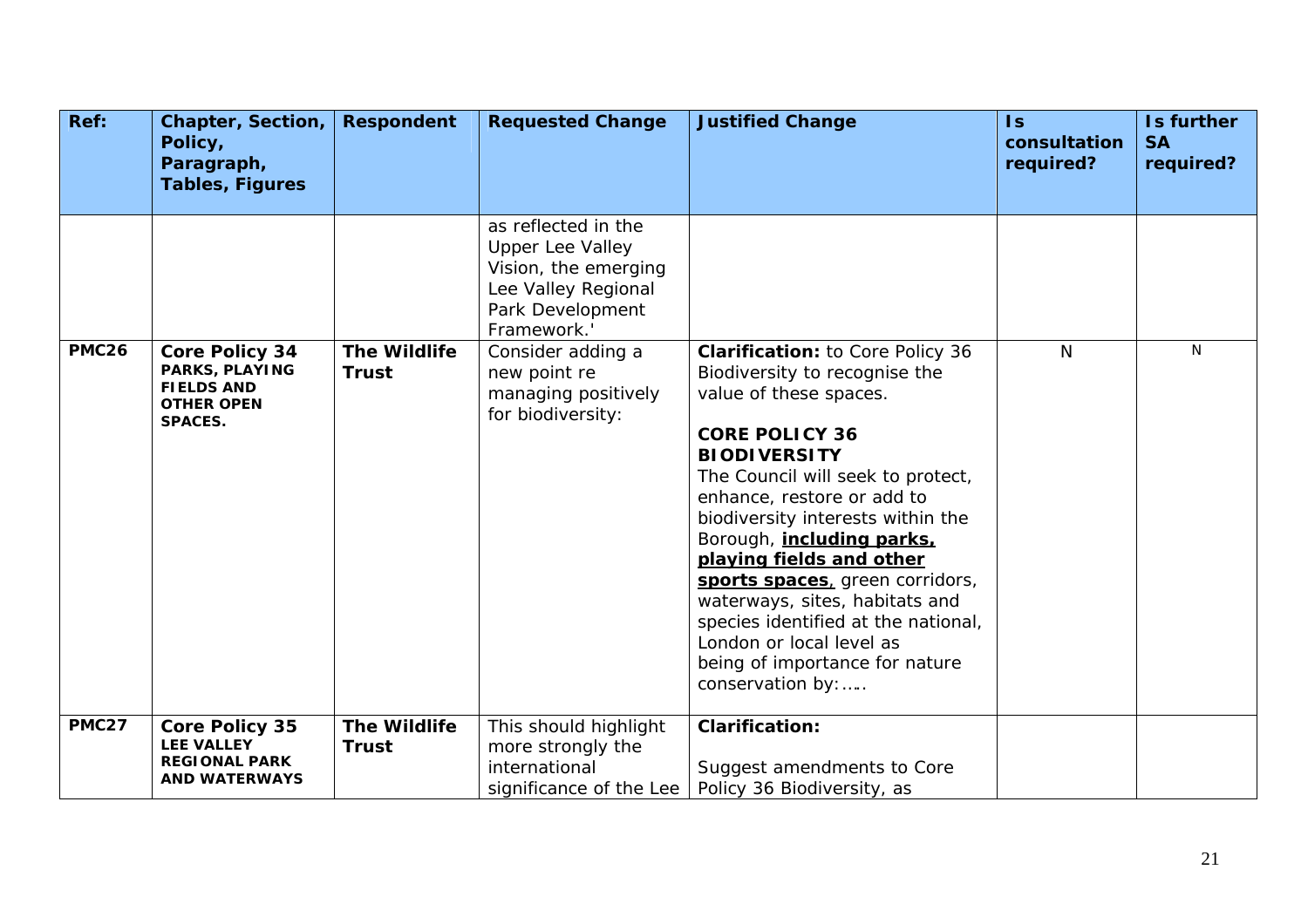| Ref: | Chapter, Section, Policy, Paragraph, Tables, Figures | Respondent | Requested Change | Justified Change | Is consultation required? | Is further SA required? |
|---|---|---|---|---|---|---|
| | | | as reflected in the Upper Lee Valley Vision, the emerging Lee Valley Regional Park Development Framework.' | | | |
| **PMC26** | **Core Policy 34** **PARKS, PLAYING FIELDS AND OTHER OPEN SPACES.** | **The Wildlife Trust** | Consider adding a new point re managing positively for biodiversity: | **Clarification:** to Core Policy 36 Biodiversity to recognise the value of these spaces.<br><br>**CORE POLICY 36 BIODIVERSITY**<br>The Council will seek to protect, enhance, restore or add to biodiversity interests within the Borough, **including parks, playing fields and other sports spaces**, green corridors, waterways, sites, habitats and species identified at the national, London or local level as being of importance for nature conservation by:….. | N | N |
| **PMC27** | **Core Policy 35** **LEE VALLEY REGIONAL PARK AND WATERWAYS** | **The Wildlife Trust** | This should highlight more strongly the international significance of the Lee | **Clarification:**<br><br>Suggest amendments to Core Policy 36 Biodiversity, as | | |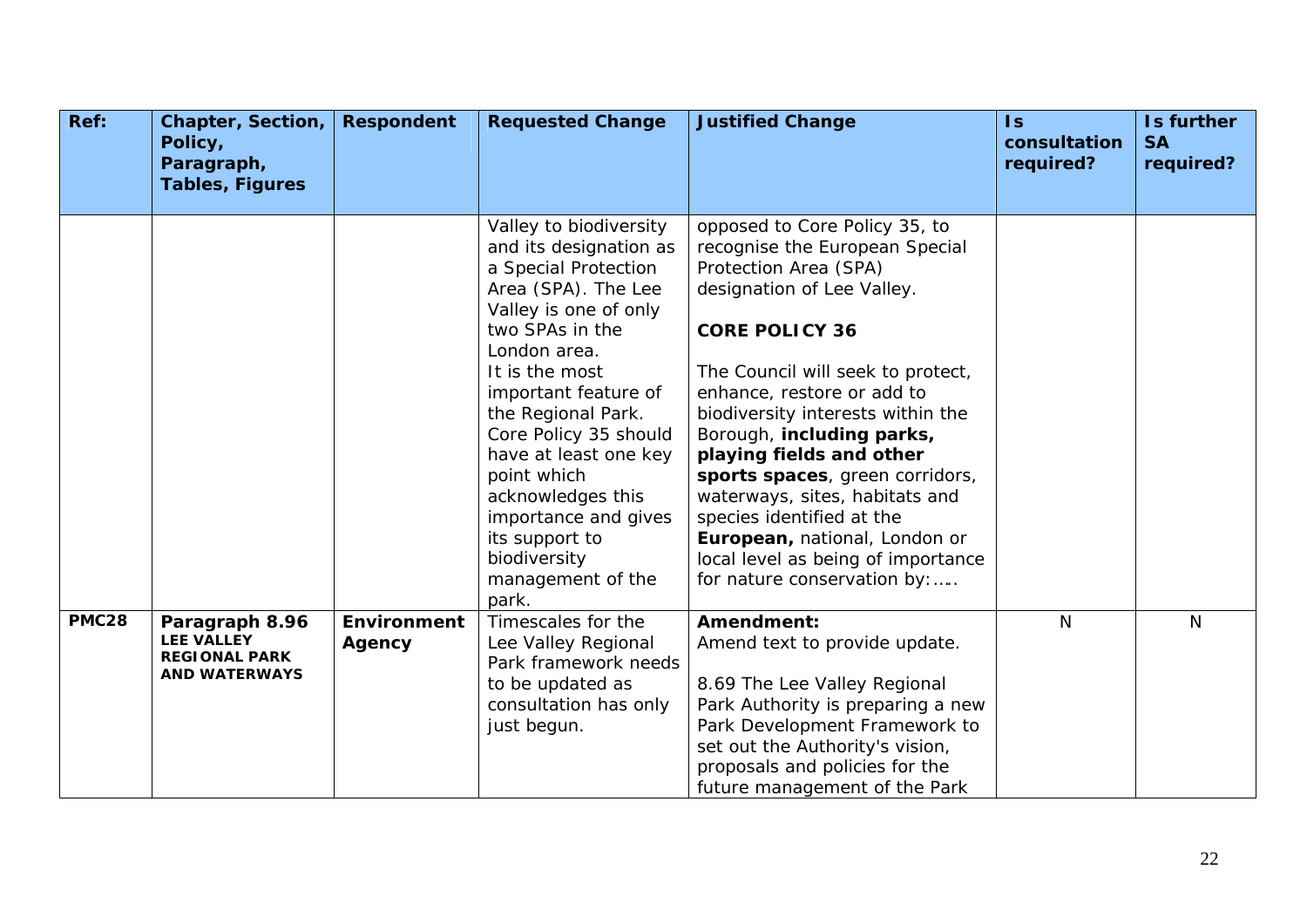| Ref: | Chapter, Section, Policy, Paragraph, Tables, Figures | Respondent | Requested Change | Justified Change | Is consultation required? | Is further SA required? |
|---|---|---|---|---|---|---|
| | | | Valley to biodiversity and its designation as a Special Protection Area (SPA). The Lee Valley is one of only two SPAs in the London area. It is the most important feature of the Regional Park. Core Policy 35 should have at least one key point which acknowledges this importance and gives its support to biodiversity management of the park. | opposed to Core Policy 35, to recognise the European Special Protection Area (SPA) designation of Lee Valley. <br><br> **CORE POLICY 36** <br><br> The Council will seek to protect, enhance, restore or add to biodiversity interests within the Borough, **including parks, playing fields and other sports spaces**, green corridors, waterways, sites, habitats and species identified at the **European,** national, London or local level as being of importance for nature conservation by:….. | | |
| **PMC28** | **Paragraph 8.96** **LEE VALLEY REGIONAL PARK AND WATERWAYS** | **Environment Agency** | Timescales for the Lee Valley Regional Park framework needs to be updated as consultation has only just begun. | **Amendment:** Amend text to provide update. <br><br> 8.69 The Lee Valley Regional Park Authority is preparing a new Park Development Framework to set out the Authority's vision, proposals and policies for the future management of the Park | N | N |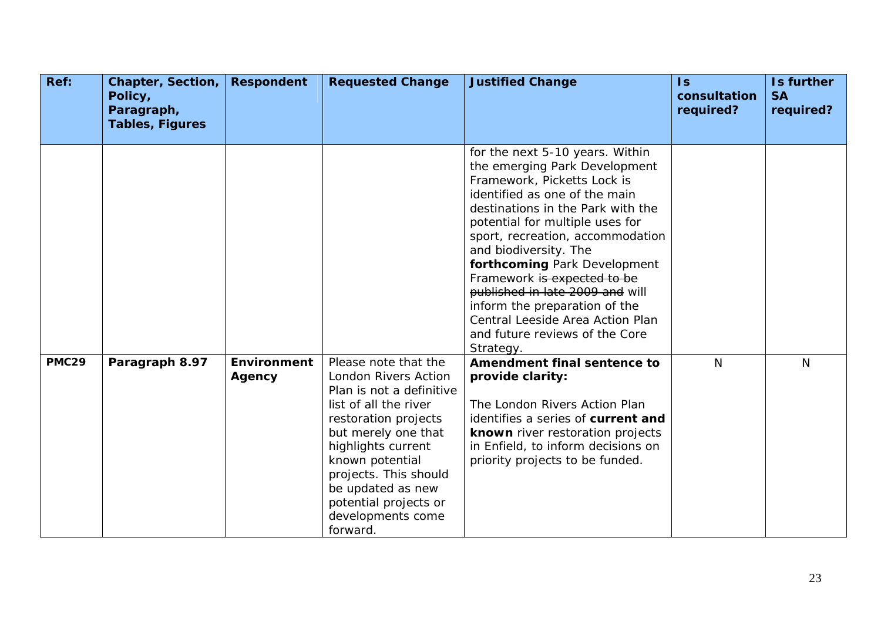| Ref: | Chapter, Section, Policy, Paragraph, Tables, Figures | Respondent | Requested Change | Justified Change | Is consultation required? | Is further SA required? |
|---|---|---|---|---|---|---|
| | | | | for the next 5-10 years. Within the emerging Park Development Framework, Picketts Lock is identified as one of the main destinations in the Park with the potential for multiple uses for sport, recreation, accommodation and biodiversity. The **forthcoming** Park Development Framework ~~is expected to be published in late 2009 and~~ will inform the preparation of the Central Leeside Area Action Plan and future reviews of the Core Strategy. | | |
| **PMC29** | **Paragraph 8.97** | **Environment Agency** | Please note that the London Rivers Action Plan is not a definitive list of all the river restoration projects but merely one that highlights current known potential projects. This should be updated as new potential projects or developments come forward. | **Amendment final sentence to provide clarity:**<br><br>The London Rivers Action Plan identifies a series of **current and known** river restoration projects in Enfield, to inform decisions on priority projects to be funded. | N | N |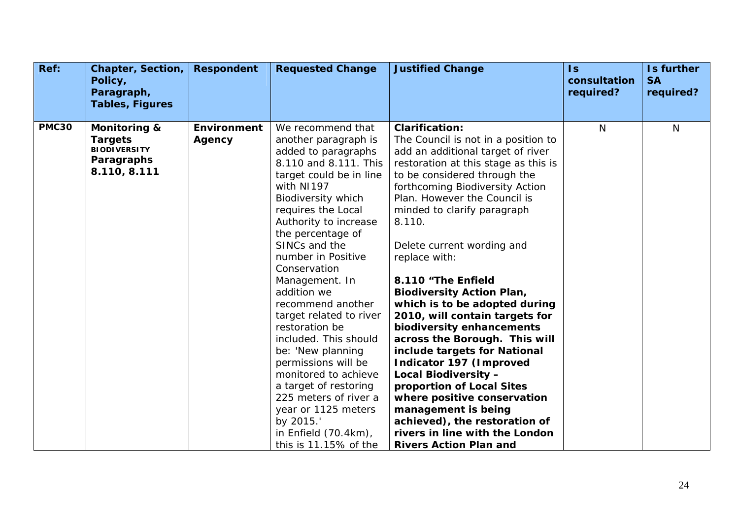| Ref: | Chapter, Section, Policy, Paragraph, Tables, Figures | Respondent | Requested Change | Justified Change | Is consultation required? | Is further SA required? |
|---|---|---|---|---|---|---|
| **PMC30** | **Monitoring & Targets** **BIODIVERSITY** **Paragraphs 8.110, 8.111** | **Environment Agency** | We recommend that another paragraph is added to paragraphs 8.110 and 8.111. This target could be in line with NI197 Biodiversity which requires the Local Authority to increase the percentage of SINCs and the number in Positive Conservation Management. In addition we recommend another target related to river restoration be included. This should be: 'New planning permissions will be monitored to achieve a target of restoring 225 meters of river a year or 1125 meters by 2015.' in Enfield (70.4km), this is 11.15% of the | **Clarification:** The Council is not in a position to add an additional target of river restoration at this stage as this is to be considered through the forthcoming Biodiversity Action Plan. However the Council is minded to clarify paragraph 8.110. Delete current wording and replace with: **8.110 "The Enfield Biodiversity Action Plan, which is to be adopted during 2010, will contain targets for biodiversity enhancements across the Borough. This will include targets for National Indicator 197 (Improved Local Biodiversity – proportion of Local Sites where positive conservation management is being achieved), the restoration of rivers in line with the London Rivers Action Plan and** | N | N |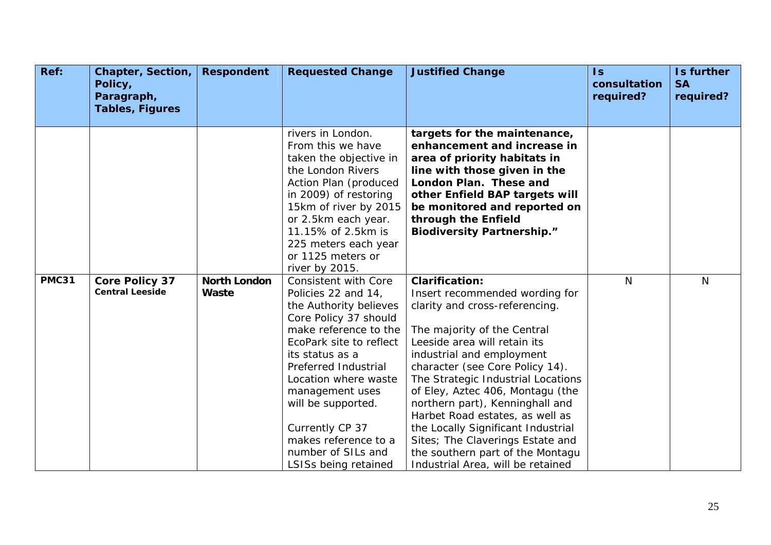| Ref: | Chapter, Section, Policy, Paragraph, Tables, Figures | Respondent | Requested Change | Justified Change | Is consultation required? | Is further SA required? |
|---|---|---|---|---|---|---|
| | | | rivers in London. From this we have taken the objective in the London Rivers Action Plan (produced in 2009) of restoring 15km of river by 2015 or 2.5km each year. 11.15% of 2.5km is 225 meters each year or 1125 meters or river by 2015. | **targets for the maintenance, enhancement and increase in area of priority habitats in line with those given in the London Plan. These and other Enfield BAP targets will be monitored and reported on through the Enfield Biodiversity Partnership."** | | |
| **PMC31** | **Core Policy 37** **Central Leeside** | **North London Waste** | Consistent with Core Policies 22 and 14, the Authority believes Core Policy 37 should make reference to the EcoPark site to reflect its status as a Preferred Industrial Location where waste management uses will be supported. Currently CP 37 makes reference to a number of SILs and LSISs being retained | **Clarification:** Insert recommended wording for clarity and cross-referencing. The majority of the Central Leeside area will retain its industrial and employment character (see Core Policy 14). The Strategic Industrial Locations of Eley, Aztec 406, Montagu (the northern part), Kenninghall and Harbet Road estates, as well as the Locally Significant Industrial Sites; The Claverings Estate and the southern part of the Montagu Industrial Area, will be retained | N | N |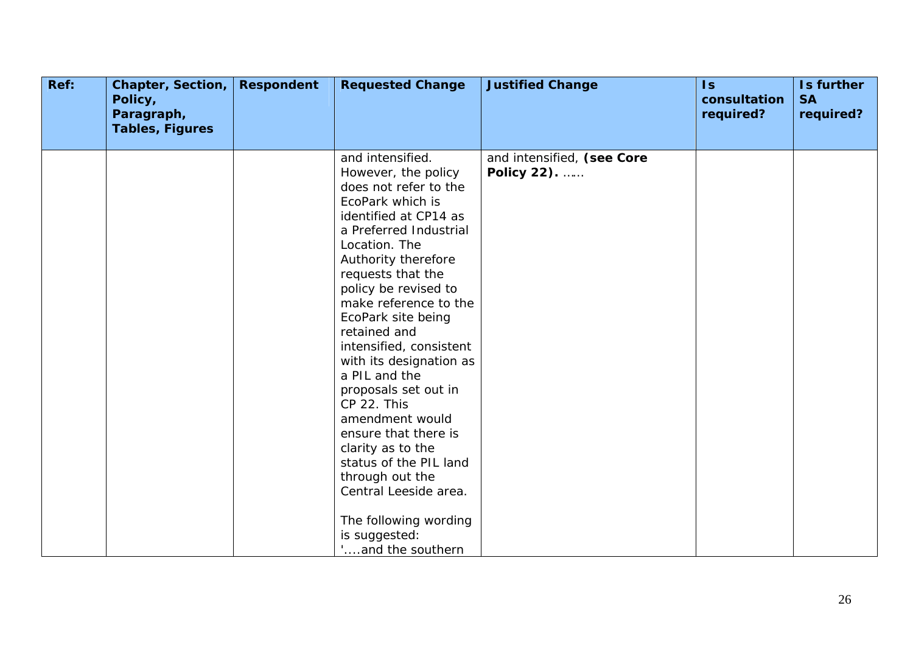| Ref: | Chapter, Section, Policy, Paragraph, Tables, Figures | Respondent | Requested Change | Justified Change | Is consultation required? | Is further SA required? |
|---|---|---|---|---|---|---|
| | | | and intensified. However, the policy does not refer to the EcoPark which is identified at CP14 as a Preferred Industrial Location. The Authority therefore requests that the policy be revised to make reference to the EcoPark site being retained and intensified, consistent with its designation as a PIL and the proposals set out in CP 22. This amendment would ensure that there is clarity as to the status of the PIL land through out the Central Leeside area.<br><br>The following wording is suggested: '....and the southern | and intensified, **(see Core Policy 22).** …… | | |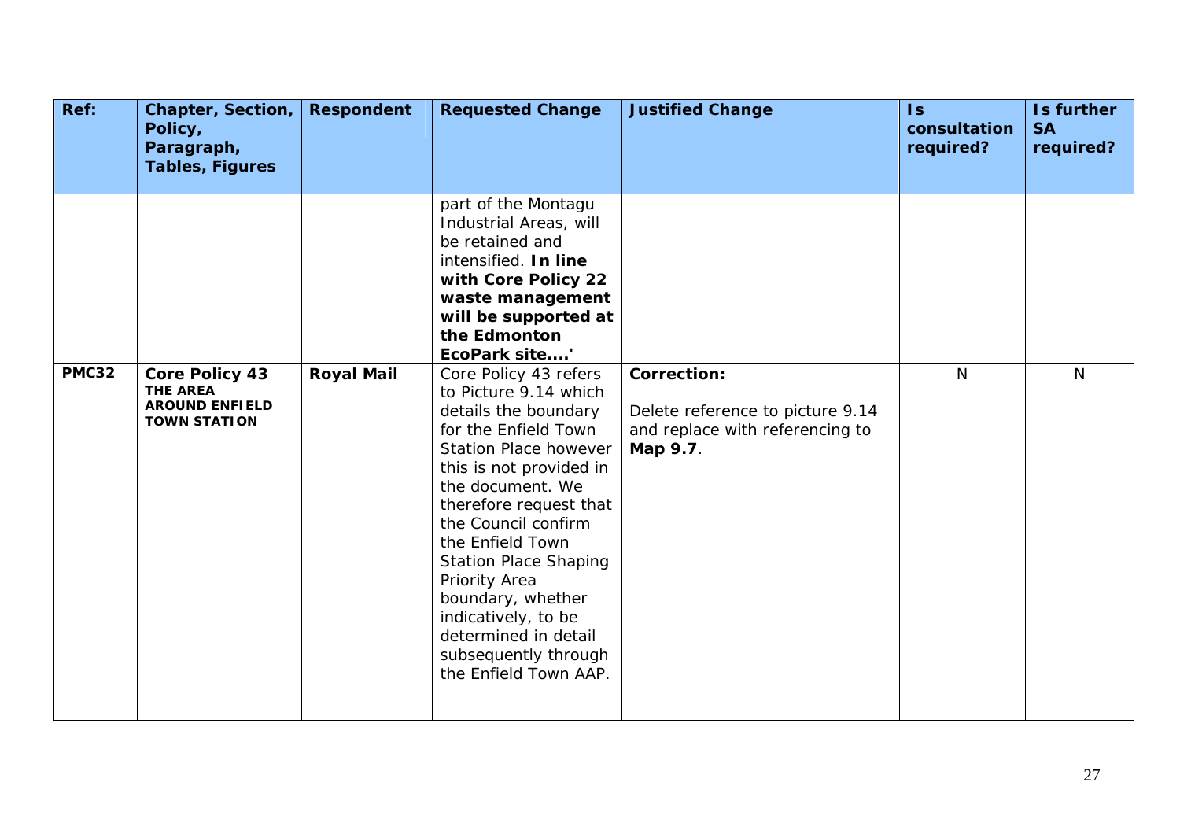| Ref: | Chapter, Section, Policy, Paragraph, Tables, Figures | Respondent | Requested Change | Justified Change | Is consultation required? | Is further SA required? |
|---|---|---|---|---|---|---|
| | | | part of the Montagu Industrial Areas, will be retained and intensified. **In line with Core Policy 22 waste management will be supported at the Edmonton EcoPark site....'** | | | |
| **PMC32** | **Core Policy 43** **THE AREA AROUND ENFIELD TOWN STATION** | **Royal Mail** | Core Policy 43 refers to Picture 9.14 which details the boundary for the Enfield Town Station Place however this is not provided in the document. We therefore request that the Council confirm the Enfield Town Station Place Shaping Priority Area boundary, whether indicatively, to be determined in detail subsequently through the Enfield Town AAP. | **Correction:** Delete reference to picture 9.14 and replace with referencing to **Map 9.7**. | N | N |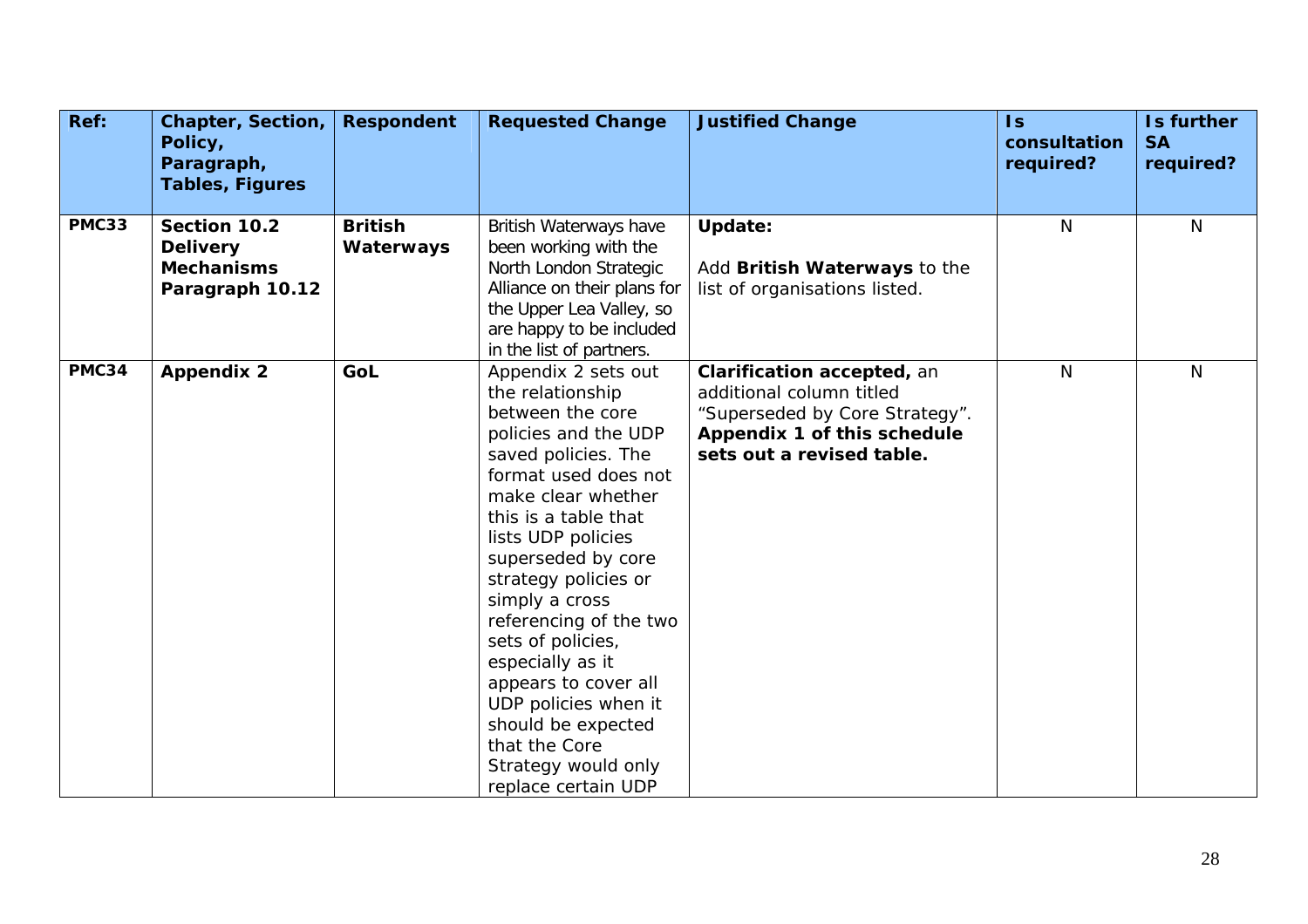| Ref: | Chapter, Section, Policy, Paragraph, Tables, Figures | Respondent | Requested Change | Justified Change | Is consultation required? | Is further SA required? |
|---|---|---|---|---|---|---|
| **PMC33** | **Section 10.2 Delivery Mechanisms Paragraph 10.12** | **British Waterways** | British Waterways have been working with the North London Strategic Alliance on their plans for the Upper Lea Valley, so are happy to be included in the list of partners. | **Update:** Add **British Waterways** to the list of organisations listed. | N | N |
| **PMC34** | **Appendix 2** | **GoL** | Appendix 2 sets out the relationship between the core policies and the UDP saved policies. The format used does not make clear whether this is a table that lists UDP policies superseded by core strategy policies or simply a cross referencing of the two sets of policies, especially as it appears to cover all UDP policies when it should be expected that the Core Strategy would only replace certain UDP | **Clarification accepted,** an additional column titled "Superseded by Core Strategy". **Appendix 1 of this schedule sets out a revised table.** | N | N |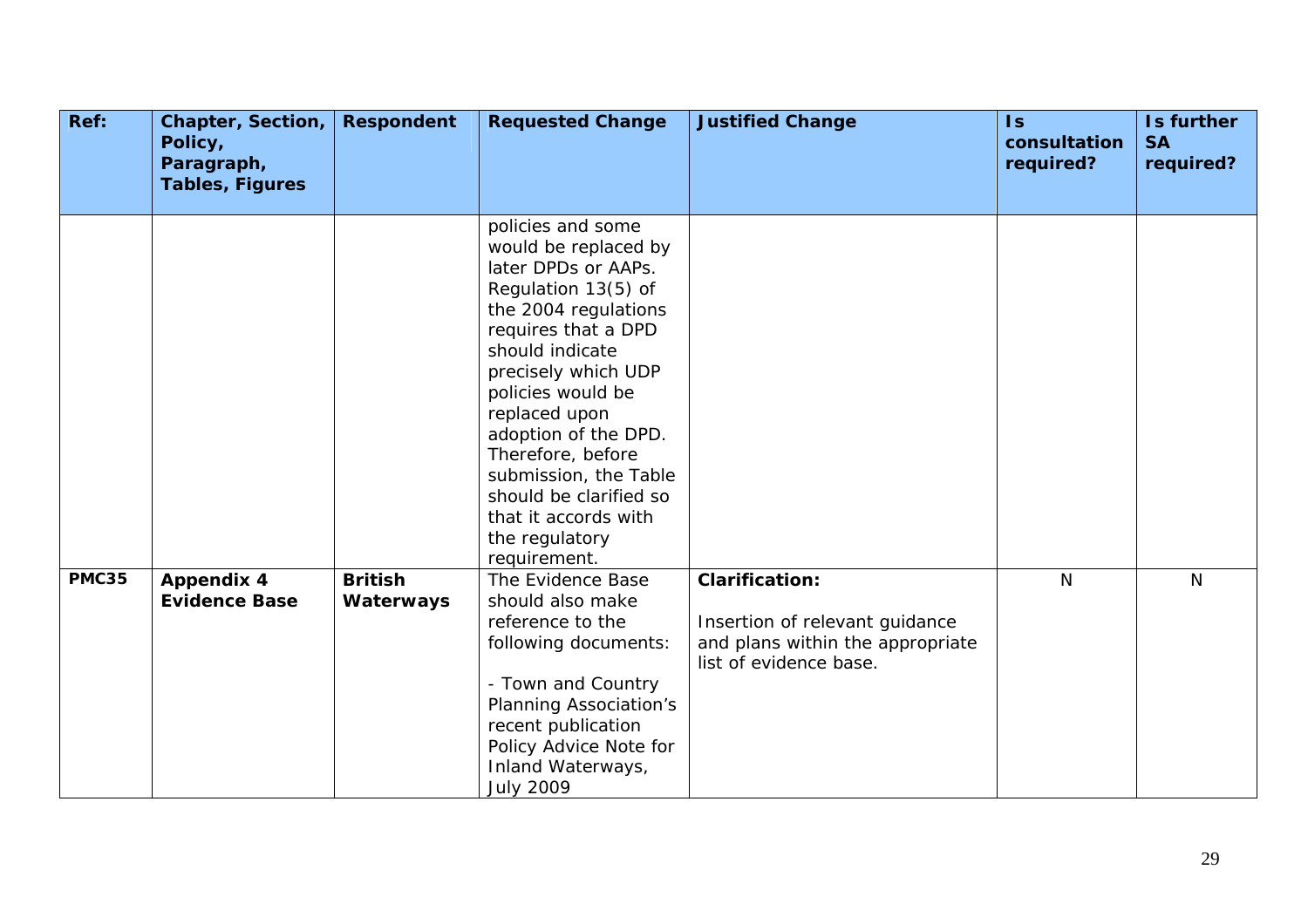| Ref: | Chapter, Section, Policy, Paragraph, Tables, Figures | Respondent | Requested Change | Justified Change | Is consultation required? | Is further SA required? |
|---|---|---|---|---|---|---|
| | | | policies and some would be replaced by later DPDs or AAPs. Regulation 13(5) of the 2004 regulations requires that a DPD should indicate precisely which UDP policies would be replaced upon adoption of the DPD. Therefore, before submission, the Table should be clarified so that it accords with the regulatory requirement. | | | |
| **PMC35** | **Appendix 4 Evidence Base** | **British Waterways** | The Evidence Base should also make reference to the following documents:<br><br>- Town and Country Planning Association's recent publication Policy Advice Note for Inland Waterways, July 2009 | **Clarification:**<br><br>Insertion of relevant guidance and plans within the appropriate list of evidence base. | N | N |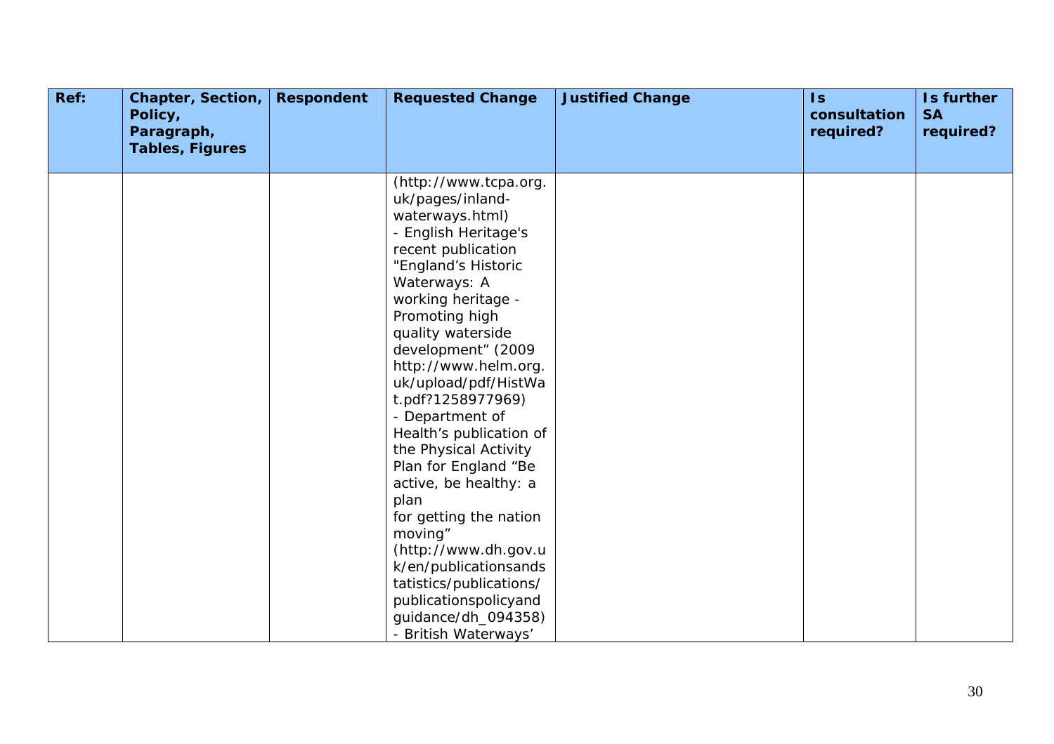| Ref: | Chapter, Section, Policy, Paragraph, Tables, Figures | Respondent | Requested Change | Justified Change | Is consultation required? | Is further SA required? |
|---|---|---|---|---|---|---|
| | | | (http://www.tcpa.org.uk/pages/inland-waterways.html)<br>- English Heritage's recent publication "England's Historic Waterways: A working heritage - Promoting high quality waterside development" (2009 http://www.helm.org.uk/upload/pdf/HistWat.pdf?1258977969)<br>- Department of Health's publication of the Physical Activity Plan for England "Be active, be healthy: a plan for getting the nation moving" (http://www.dh.gov.uk/en/publicationsandstatistics/publications/publicationspolicyandguidance/dh_094358)<br>- British Waterways' | | | |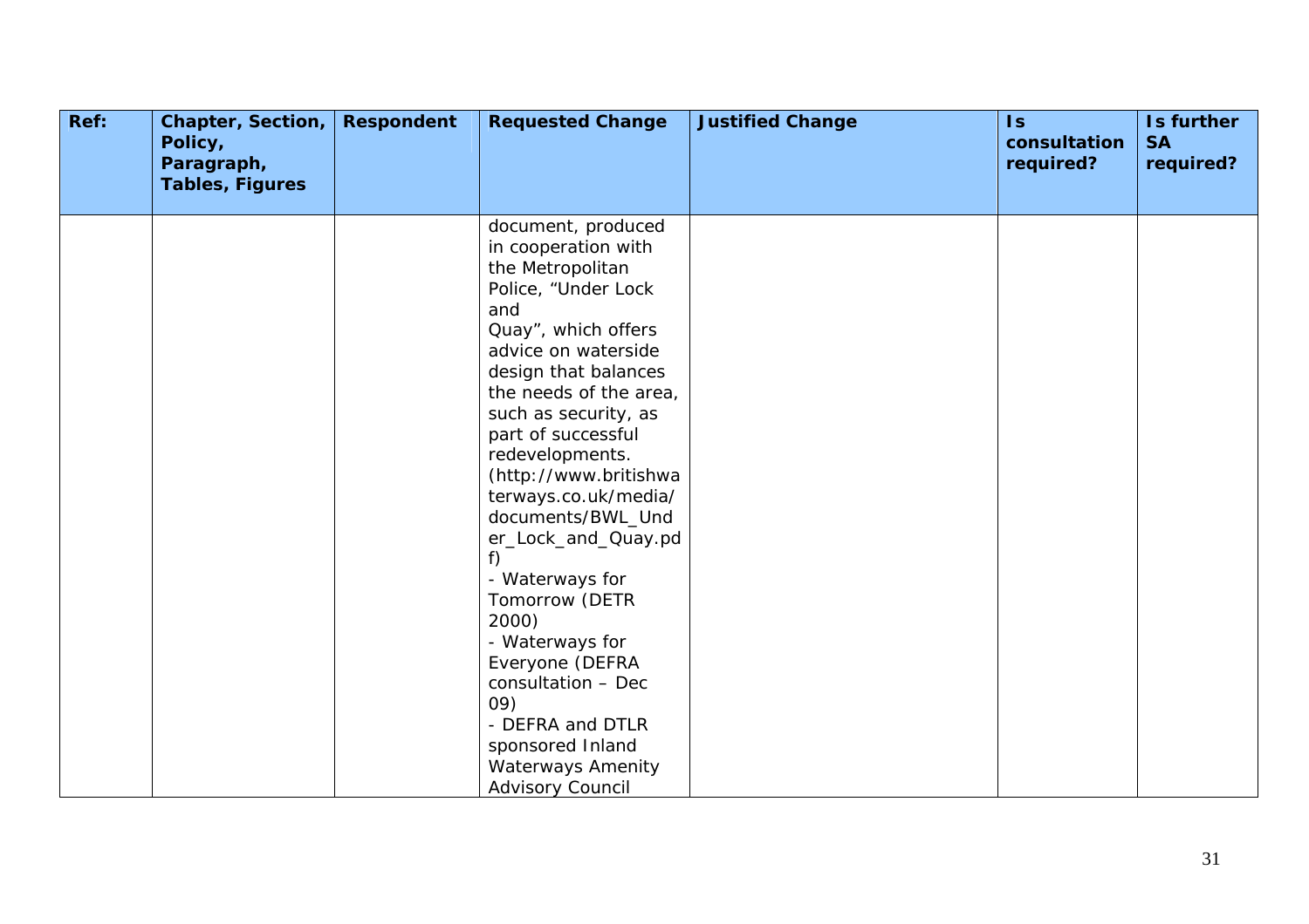| Ref: | Chapter, Section, Policy, Paragraph, Tables, Figures | Respondent | Requested Change | Justified Change | Is consultation required? | Is further SA required? |
|---|---|---|---|---|---|---|
| | | | document, produced in cooperation with the Metropolitan Police, "Under Lock and Quay", which offers advice on waterside design that balances the needs of the area, such as security, as part of successful redevelopments. (http://www.britishwaterways.co.uk/media/documents/BWL_Under_Lock_and_Quay.pdf)<br>- Waterways for Tomorrow (DETR 2000)<br>- Waterways for Everyone (DEFRA consultation – Dec 09)<br>- DEFRA and DTLR sponsored Inland Waterways Amenity Advisory Council | | | |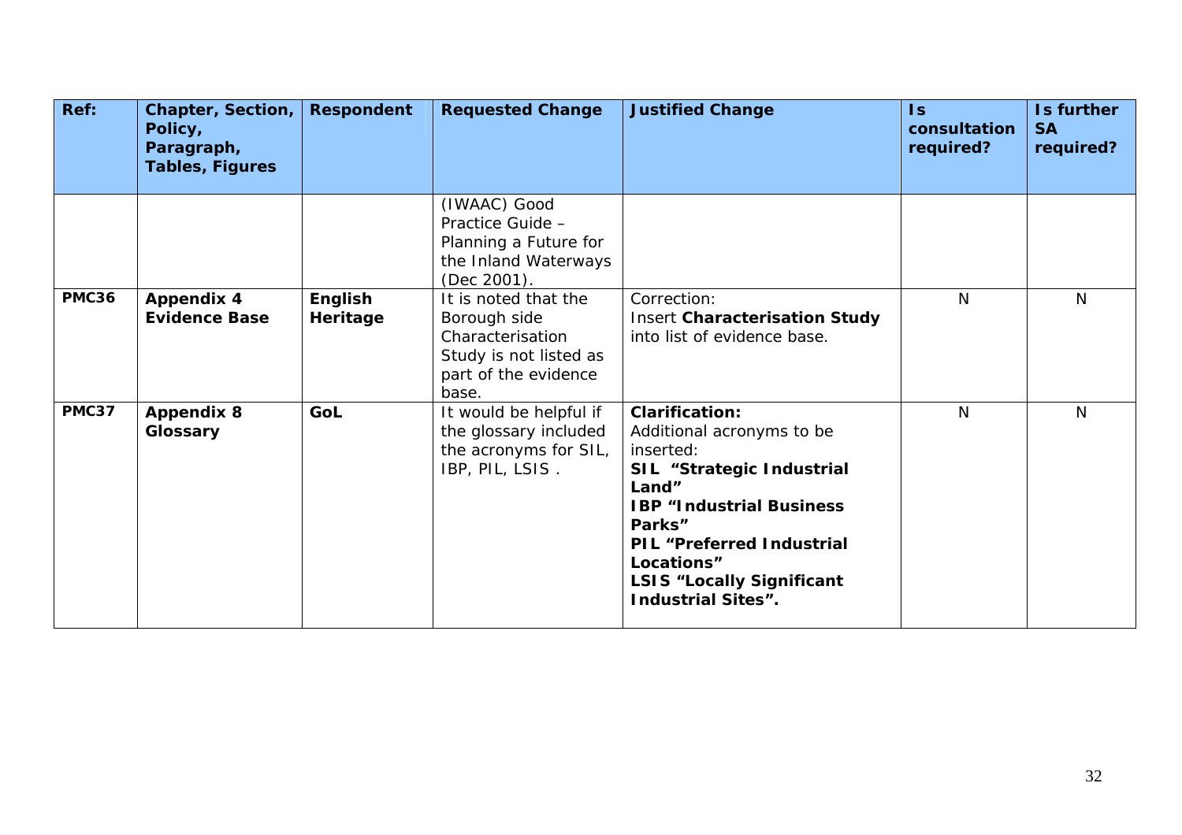| Ref: | Chapter, Section, Policy, Paragraph, Tables, Figures | Respondent | Requested Change | Justified Change | Is consultation required? | Is further SA required? |
|---|---|---|---|---|---|---|
| | | | (IWAAC) Good Practice Guide – Planning a Future for the Inland Waterways (Dec 2001). | | | |
| **PMC36** | **Appendix 4 Evidence Base** | **English Heritage** | It is noted that the Borough side Characterisation Study is not listed as part of the evidence base. | Correction:<br>Insert **Characterisation Study** into list of evidence base. | N | N |
| **PMC37** | **Appendix 8 Glossary** | **GoL** | It would be helpful if the glossary included the acronyms for SIL, IBP, PIL, LSIS . | **Clarification:**<br>Additional acronyms to be inserted:<br>**SIL "Strategic Industrial Land"**<br>**IBP "Industrial Business Parks"**<br>**PIL "Preferred Industrial Locations"**<br>**LSIS "Locally Significant Industrial Sites".** | N | N |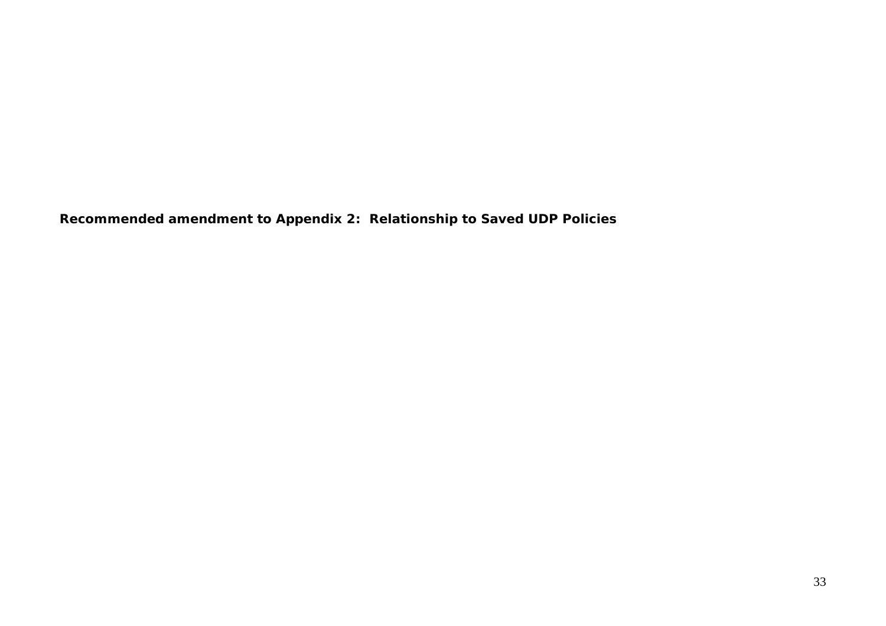**Recommended amendment to Appendix 2: Relationship to Saved UDP Policies**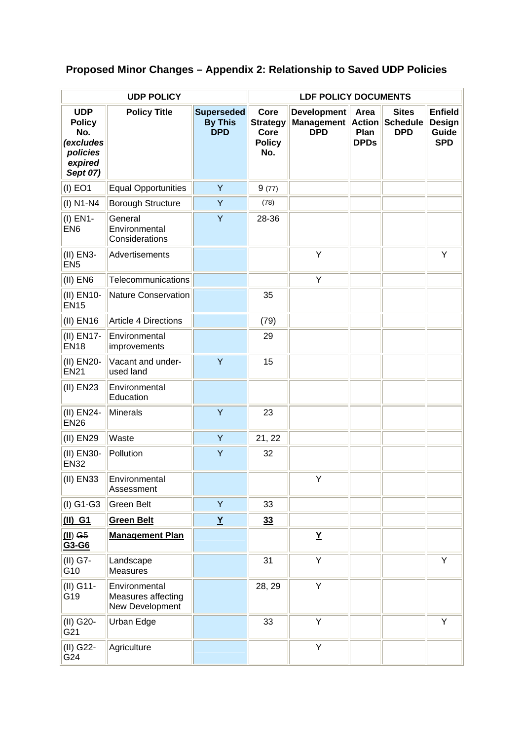## Proposed Minor Changes – Appendix 2: Relationship to Saved UDP Policies

| UDP POLICY | | | LDF POLICY DOCUMENTS | | | | |
|---|---|---|---|---|---|---|---|
| **UDP Policy No. *(excludes policies expired Sept 07)*** | **Policy Title** | **Superseded By This DPD** | **Core Strategy Core Policy No.** | **Development Management DPD** | **Area Action Plan DPDs** | **Sites Schedule DPD** | **Enfield Design Guide SPD** |
| (I) EO1 | Equal Opportunities | Y | 9 (77) | | | | |
| (I) N1-N4 | Borough Structure | Y | (78) | | | | |
| (I) EN1-EN6 | General Environmental Considerations | Y | 28-36 | | | | |
| (II) EN3-EN5 | Advertisements | | | Y | | | Y |
| (II) EN6 | Telecommunications | | | Y | | | |
| (II) EN10-EN15 | Nature Conservation | | 35 | | | | |
| (II) EN16 | Article 4 Directions | | (79) | | | | |
| (II) EN17-EN18 | Environmental improvements | | 29 | | | | |
| (II) EN20-EN21 | Vacant and under-used land | Y | 15 | | | | |
| (II) EN23 | Environmental Education | | | | | | |
| (II) EN24-EN26 | Minerals | Y | 23 | | | | |
| (II) EN29 | Waste | Y | 21, 22 | | | | |
| (II) EN30-EN32 | Pollution | Y | 32 | | | | |
| (II) EN33 | Environmental Assessment | | | Y | | | |
| (I) G1-G3 | Green Belt | Y | 33 | | | | |
| **(II) G1** | **Green Belt** | **Y** | **33** | | | | |
| **(II)** ~~G5~~ **G3-G6** | **Management Plan** | | | **Y** | | | |
| (II) G7-G10 | Landscape Measures | | 31 | Y | | | Y |
| (II) G11-G19 | Environmental Measures affecting New Development | | 28, 29 | Y | | | |
| (II) G20-G21 | Urban Edge | | 33 | Y | | | Y |
| (II) G22-G24 | Agriculture | | | Y | | | |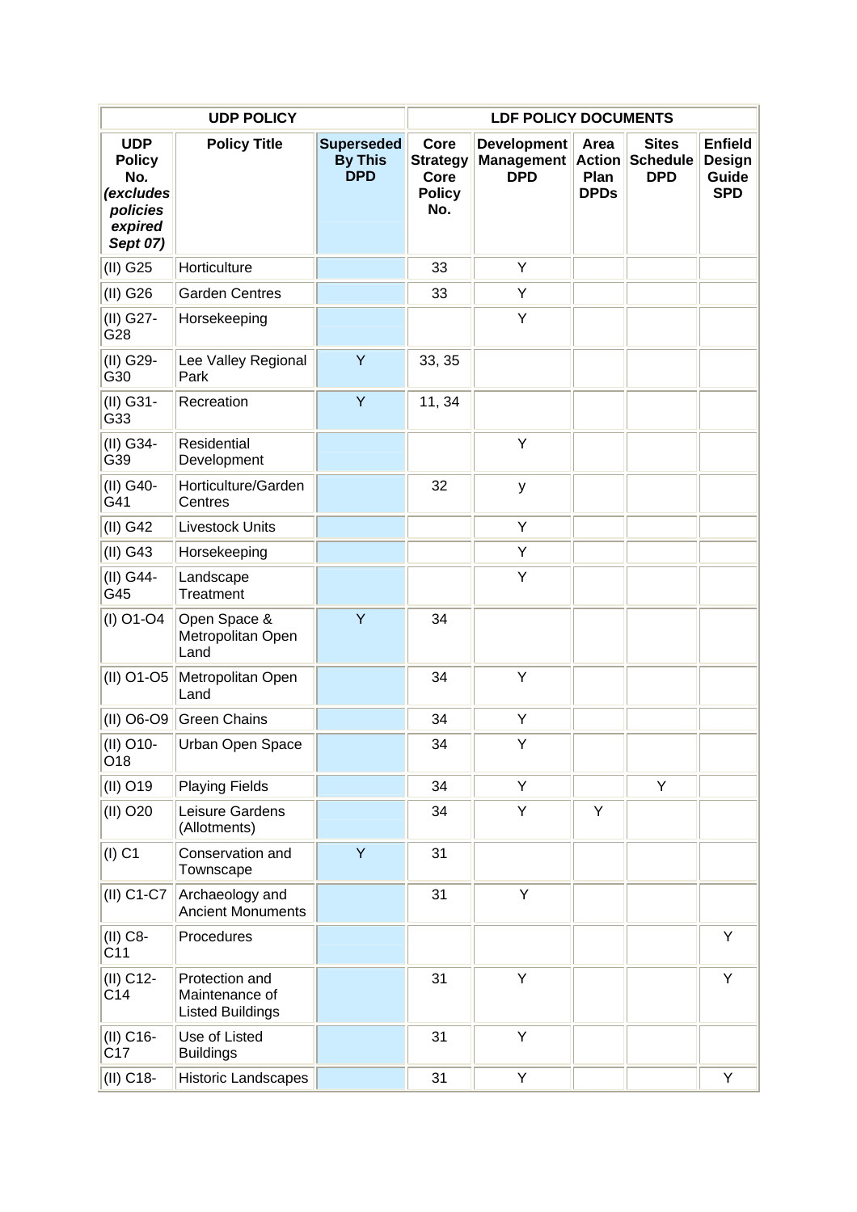| UDP POLICY | | | LDF POLICY DOCUMENTS | | | | |
|---|---|---|---|---|---|---|---|
| **UDP Policy No. *(excludes policies expired Sept 07)*** | **Policy Title** | **Superseded By This DPD** | **Core Strategy Core Policy No.** | **Development Management DPD** | **Area Action Plan DPDs** | **Sites Schedule DPD** | **Enfield Design Guide SPD** |
| (II) G25 | Horticulture | | 33 | Y | | | |
| (II) G26 | Garden Centres | | 33 | Y | | | |
| (II) G27-G28 | Horsekeeping | | | Y | | | |
| (II) G29-G30 | Lee Valley Regional Park | Y | 33, 35 | | | | |
| (II) G31-G33 | Recreation | Y | 11, 34 | | | | |
| (II) G34-G39 | Residential Development | | | Y | | | |
| (II) G40-G41 | Horticulture/Garden Centres | | 32 | y | | | |
| (II) G42 | Livestock Units | | | Y | | | |
| (II) G43 | Horsekeeping | | | Y | | | |
| (II) G44-G45 | Landscape Treatment | | | Y | | | |
| (I) O1-O4 | Open Space & Metropolitan Open Land | Y | 34 | | | | |
| (II) O1-O5 | Metropolitan Open Land | | 34 | Y | | | |
| (II) O6-O9 | Green Chains | | 34 | Y | | | |
| (II) O10-O18 | Urban Open Space | | 34 | Y | | | |
| (II) O19 | Playing Fields | | 34 | Y | | Y | |
| (II) O20 | Leisure Gardens (Allotments) | | 34 | Y | Y | | |
| (I) C1 | Conservation and Townscape | Y | 31 | | | | |
| (II) C1-C7 | Archaeology and Ancient Monuments | | 31 | Y | | | |
| (II) C8-C11 | Procedures | | | | | | Y |
| (II) C12-C14 | Protection and Maintenance of Listed Buildings | | 31 | Y | | | Y |
| (II) C16-C17 | Use of Listed Buildings | | 31 | Y | | | |
| (II) C18- | Historic Landscapes | | 31 | Y | | | Y |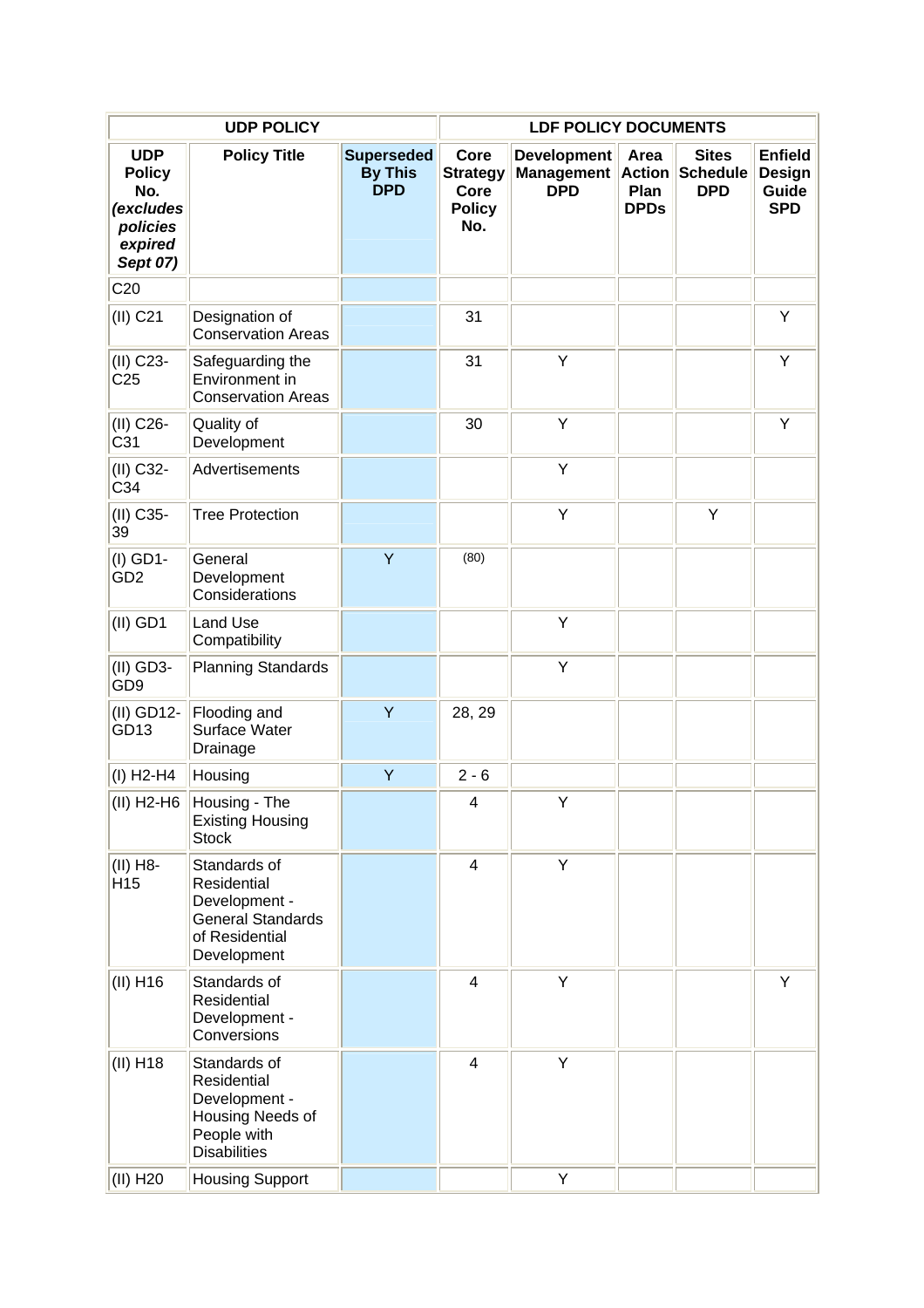| UDP POLICY | | | LDF POLICY DOCUMENTS | | | | |
|---|---|---|---|---|---|---|---|
| **UDP Policy No. *(excludes policies expired Sept 07)*** | **Policy Title** | **Superseded By This DPD** | **Core Strategy Core Policy No.** | **Development Management DPD** | **Area Action Plan DPDs** | **Sites Schedule DPD** | **Enfield Design Guide SPD** |
| C20 | | | | | | | |
| (II) C21 | Designation of Conservation Areas | | 31 | | | | Y |
| (II) C23-C25 | Safeguarding the Environment in Conservation Areas | | 31 | Y | | | Y |
| (II) C26-C31 | Quality of Development | | 30 | Y | | | Y |
| (II) C32-C34 | Advertisements | | | Y | | | |
| (II) C35-39 | Tree Protection | | | Y | | Y | |
| (I) GD1-GD2 | General Development Considerations | Y | (80) | | | | |
| (II) GD1 | Land Use Compatibility | | | Y | | | |
| (II) GD3-GD9 | Planning Standards | | | Y | | | |
| (II) GD12-GD13 | Flooding and Surface Water Drainage | Y | 28, 29 | | | | |
| (I) H2-H4 | Housing | Y | 2 - 6 | | | | |
| (II) H2-H6 | Housing - The Existing Housing Stock | | 4 | Y | | | |
| (II) H8-H15 | Standards of Residential Development - General Standards of Residential Development | | 4 | Y | | | |
| (II) H16 | Standards of Residential Development - Conversions | | 4 | Y | | | Y |
| (II) H18 | Standards of Residential Development - Housing Needs of People with Disabilities | | 4 | Y | | | |
| (II) H20 | Housing Support | | | Y | | | |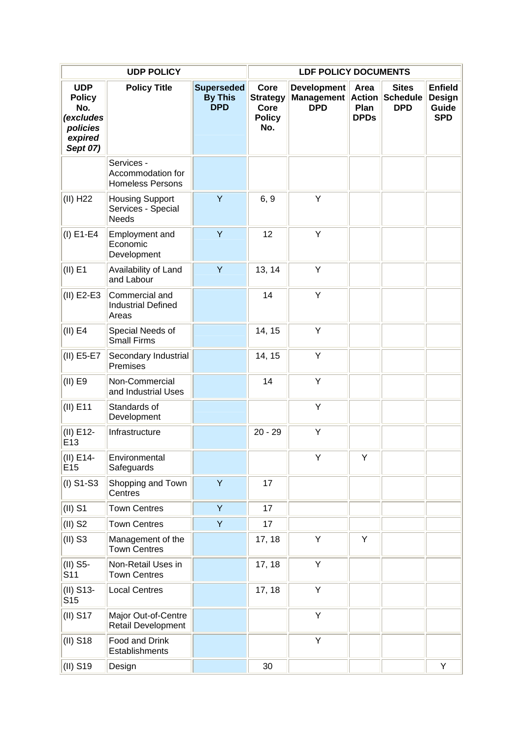| UDP POLICY | | | LDF POLICY DOCUMENTS | | | | |
|---|---|---|---|---|---|---|---|
| UDP Policy No. *(excludes policies expired Sept 07)* | Policy Title | Superseded By This DPD | Core Strategy Core Policy No. | Development Management DPD | Area Action Plan DPDs | Sites Schedule DPD | Enfield Design Guide SPD |
| | Services - Accommodation for Homeless Persons | | | | | | |
| (II) H22 | Housing Support Services - Special Needs | Y | 6, 9 | Y | | | |
| (I) E1-E4 | Employment and Economic Development | Y | 12 | Y | | | |
| (II) E1 | Availability of Land and Labour | Y | 13, 14 | Y | | | |
| (II) E2-E3 | Commercial and Industrial Defined Areas | | 14 | Y | | | |
| (II) E4 | Special Needs of Small Firms | | 14, 15 | Y | | | |
| (II) E5-E7 | Secondary Industrial Premises | | 14, 15 | Y | | | |
| (II) E9 | Non-Commercial and Industrial Uses | | 14 | Y | | | |
| (II) E11 | Standards of Development | | | Y | | | |
| (II) E12-E13 | Infrastructure | | 20 - 29 | Y | | | |
| (II) E14-E15 | Environmental Safeguards | | | Y | Y | | |
| (I) S1-S3 | Shopping and Town Centres | Y | 17 | | | | |
| (II) S1 | Town Centres | Y | 17 | | | | |
| (II) S2 | Town Centres | Y | 17 | | | | |
| (II) S3 | Management of the Town Centres | | 17, 18 | Y | Y | | |
| (II) S5-S11 | Non-Retail Uses in Town Centres | | 17, 18 | Y | | | |
| (II) S13-S15 | Local Centres | | 17, 18 | Y | | | |
| (II) S17 | Major Out-of-Centre Retail Development | | | Y | | | |
| (II) S18 | Food and Drink Establishments | | | Y | | | |
| (II) S19 | Design | | 30 | | | | Y |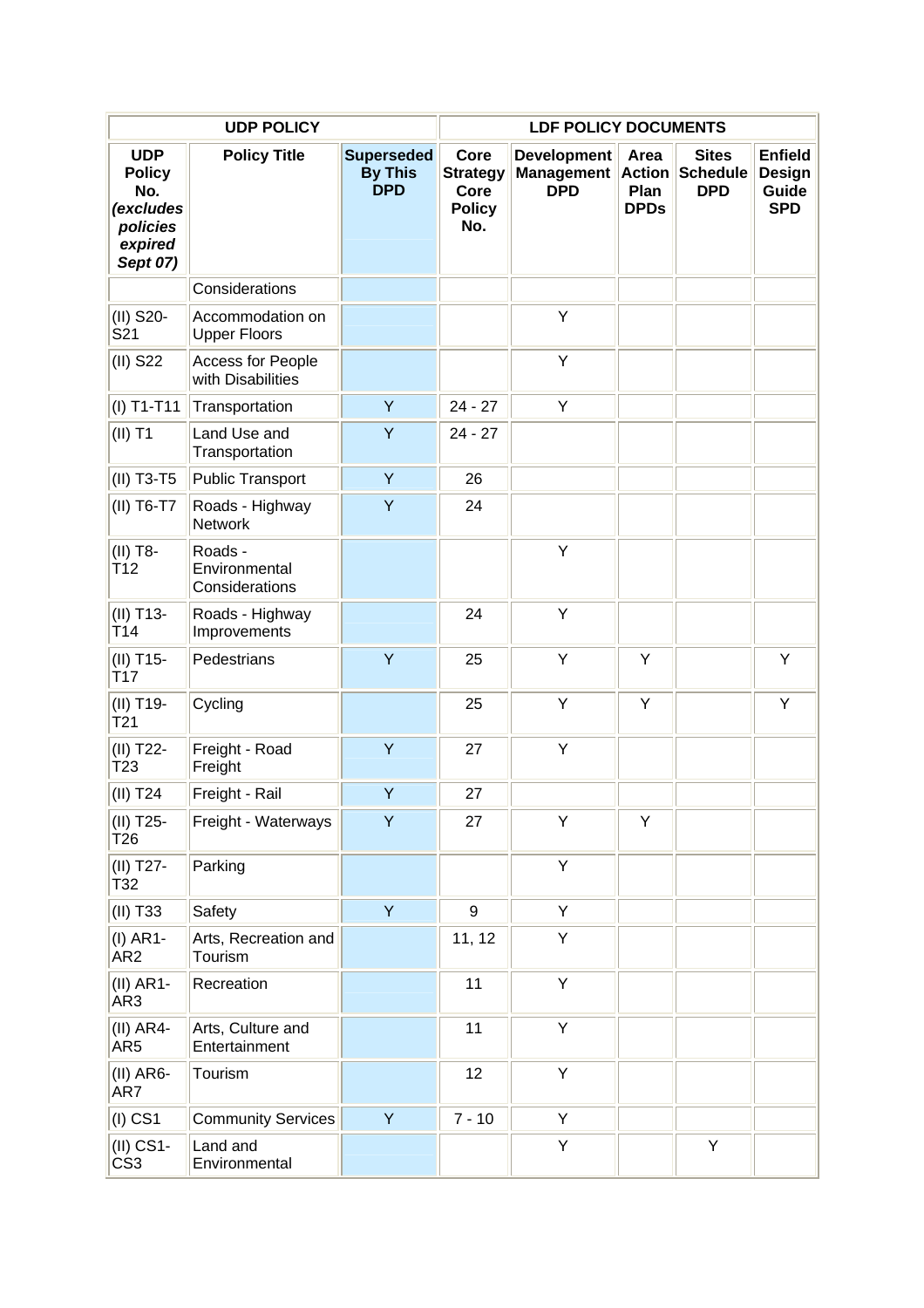| UDP POLICY | | | LDF POLICY DOCUMENTS | | | | |
|---|---|---|---|---|---|---|---|
| **UDP Policy No. *(excludes policies expired Sept 07)*** | **Policy Title** | **Superseded By This DPD** | **Core Strategy Core Policy No.** | **Development Management DPD** | **Area Action Plan DPDs** | **Sites Schedule DPD** | **Enfield Design Guide SPD** |
| | Considerations | | | | | | |
| (II) S20-S21 | Accommodation on Upper Floors | | | Y | | | |
| (II) S22 | Access for People with Disabilities | | | Y | | | |
| (I) T1-T11 | Transportation | Y | 24 - 27 | Y | | | |
| (II) T1 | Land Use and Transportation | Y | 24 - 27 | | | | |
| (II) T3-T5 | Public Transport | Y | 26 | | | | |
| (II) T6-T7 | Roads - Highway Network | Y | 24 | | | | |
| (II) T8-T12 | Roads - Environmental Considerations | | | Y | | | |
| (II) T13-T14 | Roads - Highway Improvements | | 24 | Y | | | |
| (II) T15-T17 | Pedestrians | Y | 25 | Y | Y | | Y |
| (II) T19-T21 | Cycling | | 25 | Y | Y | | Y |
| (II) T22-T23 | Freight - Road Freight | Y | 27 | Y | | | |
| (II) T24 | Freight - Rail | Y | 27 | | | | |
| (II) T25-T26 | Freight - Waterways | Y | 27 | Y | Y | | |
| (II) T27-T32 | Parking | | | Y | | | |
| (II) T33 | Safety | Y | 9 | Y | | | |
| (I) AR1-AR2 | Arts, Recreation and Tourism | | 11, 12 | Y | | | |
| (II) AR1-AR3 | Recreation | | 11 | Y | | | |
| (II) AR4-AR5 | Arts, Culture and Entertainment | | 11 | Y | | | |
| (II) AR6-AR7 | Tourism | | 12 | Y | | | |
| (I) CS1 | Community Services | Y | 7 - 10 | Y | | | |
| (II) CS1-CS3 | Land and Environmental | | | Y | | Y | |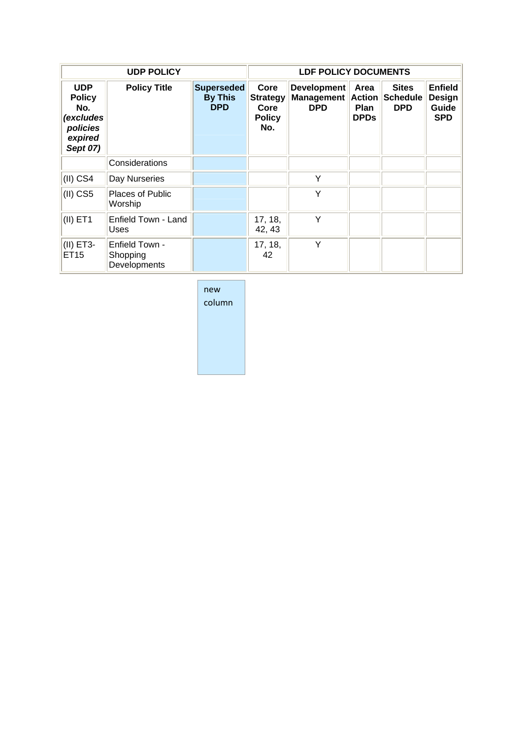| UDP POLICY | | | LDF POLICY DOCUMENTS | | | | |
|---|---|---|---|---|---|---|---|
| UDP Policy No. *(excludes policies expired Sept 07)* | Policy Title | Superseded By This DPD | Core Strategy Core Policy No. | Development Management DPD | Area Action Plan DPDs | Sites Schedule DPD | Enfield Design Guide SPD |
| | Considerations | | | | | | |
| (II) CS4 | Day Nurseries | | | Y | | | |
| (II) CS5 | Places of Public Worship | | | Y | | | |
| (II) ET1 | Enfield Town - Land Uses | | 17, 18, 42, 43 | Y | | | |
| (II) ET3-ET15 | Enfield Town - Shopping Developments | | 17, 18, 42 | Y | | | |

new column